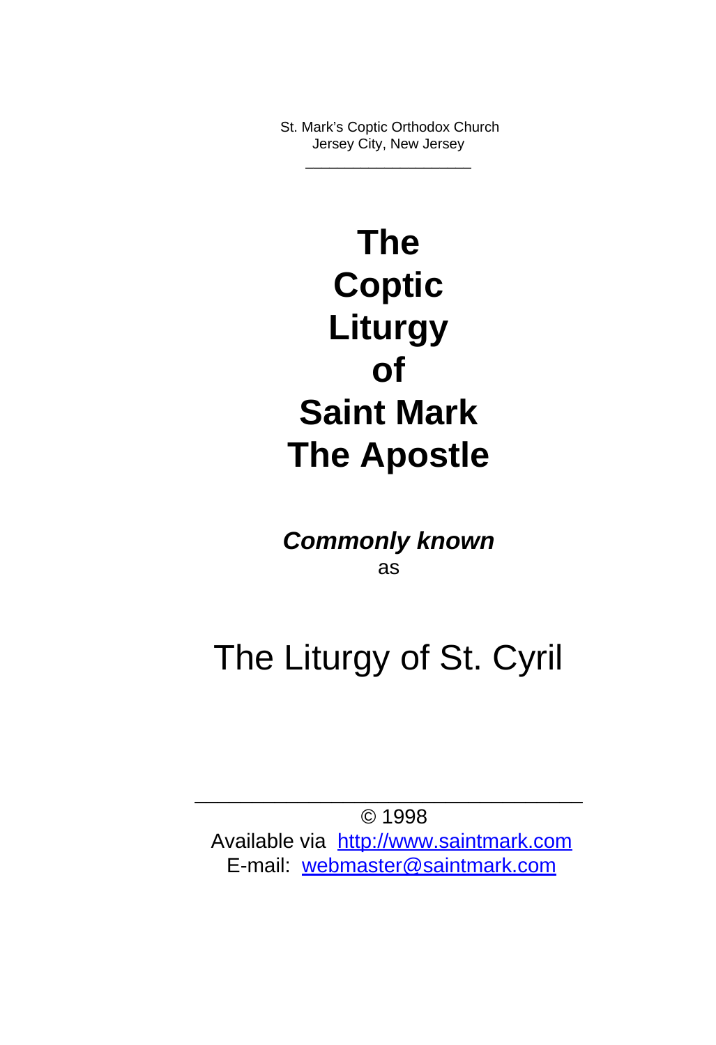St. Mark's Coptic Orthodox Church
Jersey City, New Jersey

---

# The Coptic Liturgy of Saint Mark The Apostle

***Commonly known***
as

## The Liturgy of St. Cyril

---

© 1998
Available via [http://www.saintmark.com](http://www.saintmark.com)
E-mail: [webmaster@saintmark.com](mailto:webmaster@saintmark.com)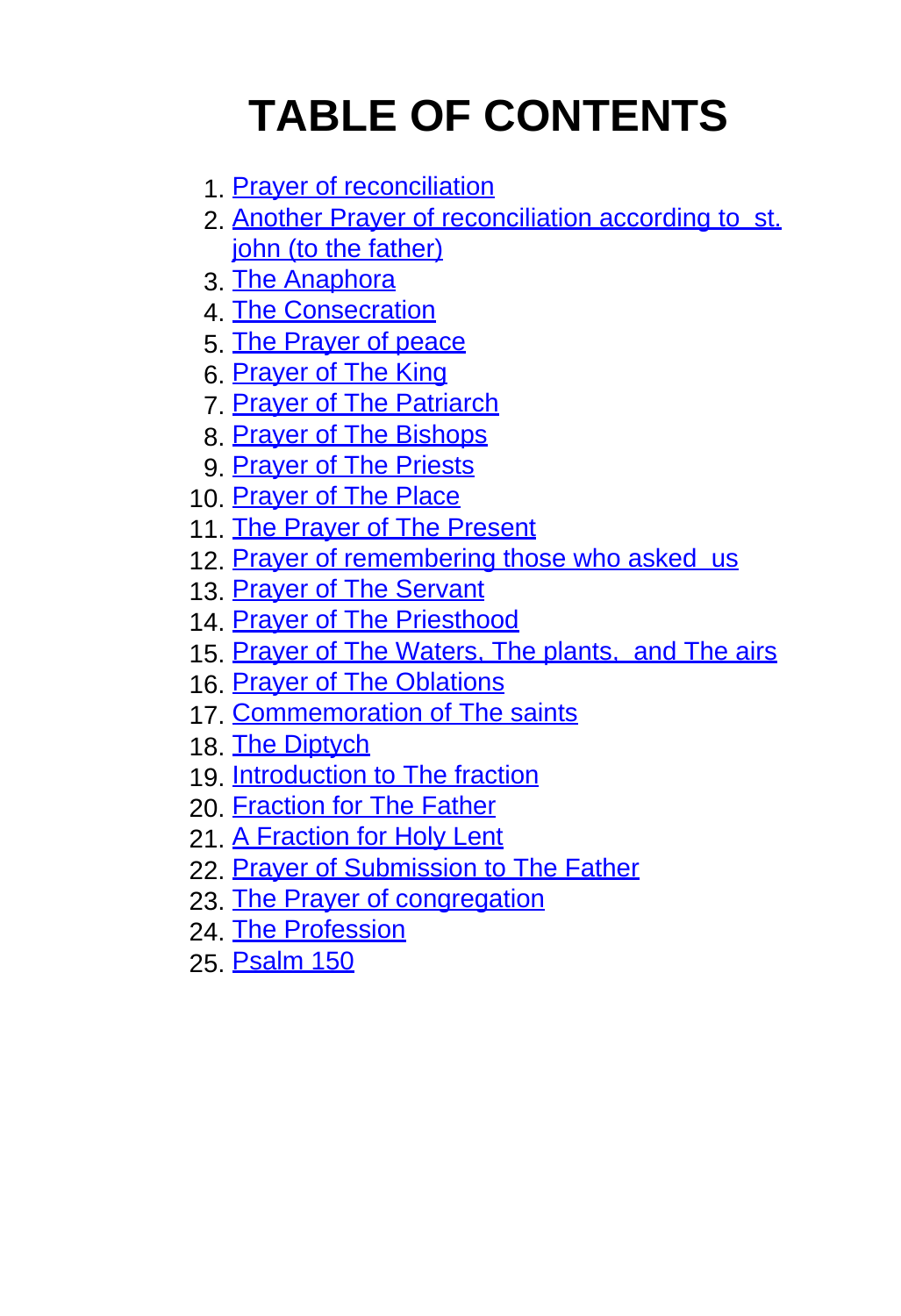# TABLE OF CONTENTS

1. Prayer of reconciliation
2. Another Prayer of reconciliation according to st. john (to the father)
3. The Anaphora
4. The Consecration
5. The Prayer of peace
6. Prayer of The King
7. Prayer of The Patriarch
8. Prayer of The Bishops
9. Prayer of The Priests
10. Prayer of The Place
11. The Prayer of The Present
12. Prayer of remembering those who asked us
13. Prayer of The Servant
14. Prayer of The Priesthood
15. Prayer of The Waters, The plants, and The airs
16. Prayer of The Oblations
17. Commemoration of The saints
18. The Diptych
19. Introduction to The fraction
20. Fraction for The Father
21. A Fraction for Holy Lent
22. Prayer of Submission to The Father
23. The Prayer of congregation
24. The Profession
25. Psalm 150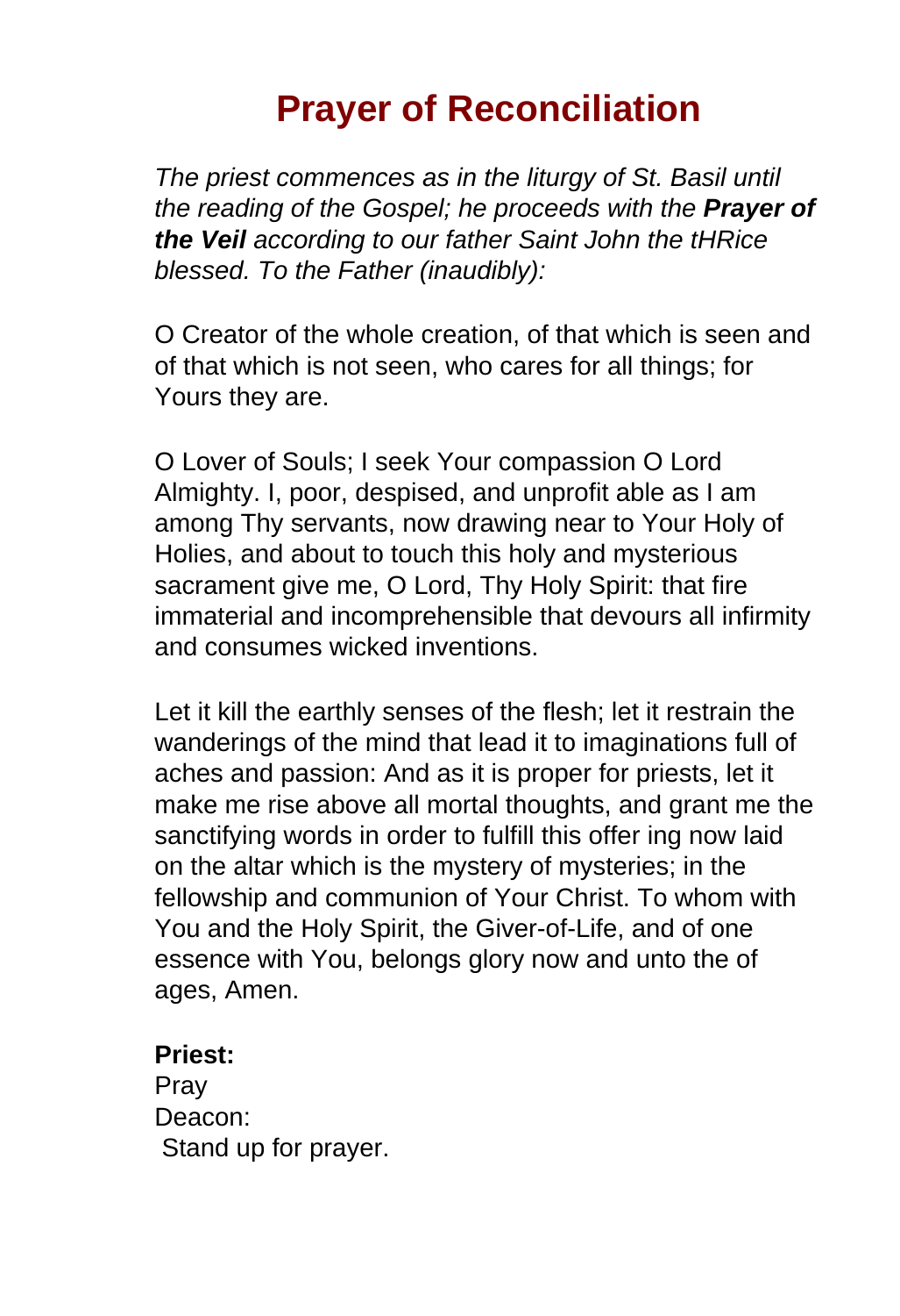# Prayer of Reconciliation

*The priest commences as in the liturgy of St. Basil until the reading of the Gospel; he proceeds with the **Prayer of the Veil** according to our father Saint John the tHRice blessed. To the Father (inaudibly):*

O Creator of the whole creation, of that which is seen and of that which is not seen, who cares for all things; for Yours they are.

O Lover of Souls; I seek Your compassion O Lord Almighty. I, poor, despised, and unprofit able as I am among Thy servants, now drawing near to Your Holy of Holies, and about to touch this holy and mysterious sacrament give me, O Lord, Thy Holy Spirit: that fire immaterial and incomprehensible that devours all infirmity and consumes wicked inventions.

Let it kill the earthly senses of the flesh; let it restrain the wanderings of the mind that lead it to imaginations full of aches and passion: And as it is proper for priests, let it make me rise above all mortal thoughts, and grant me the sanctifying words in order to fulfill this offer ing now laid on the altar which is the mystery of mysteries; in the fellowship and communion of Your Christ. To whom with You and the Holy Spirit, the Giver-of-Life, and of one essence with You, belongs glory now and unto the of ages, Amen.

**Priest:**
Pray
Deacon:
Stand up for prayer.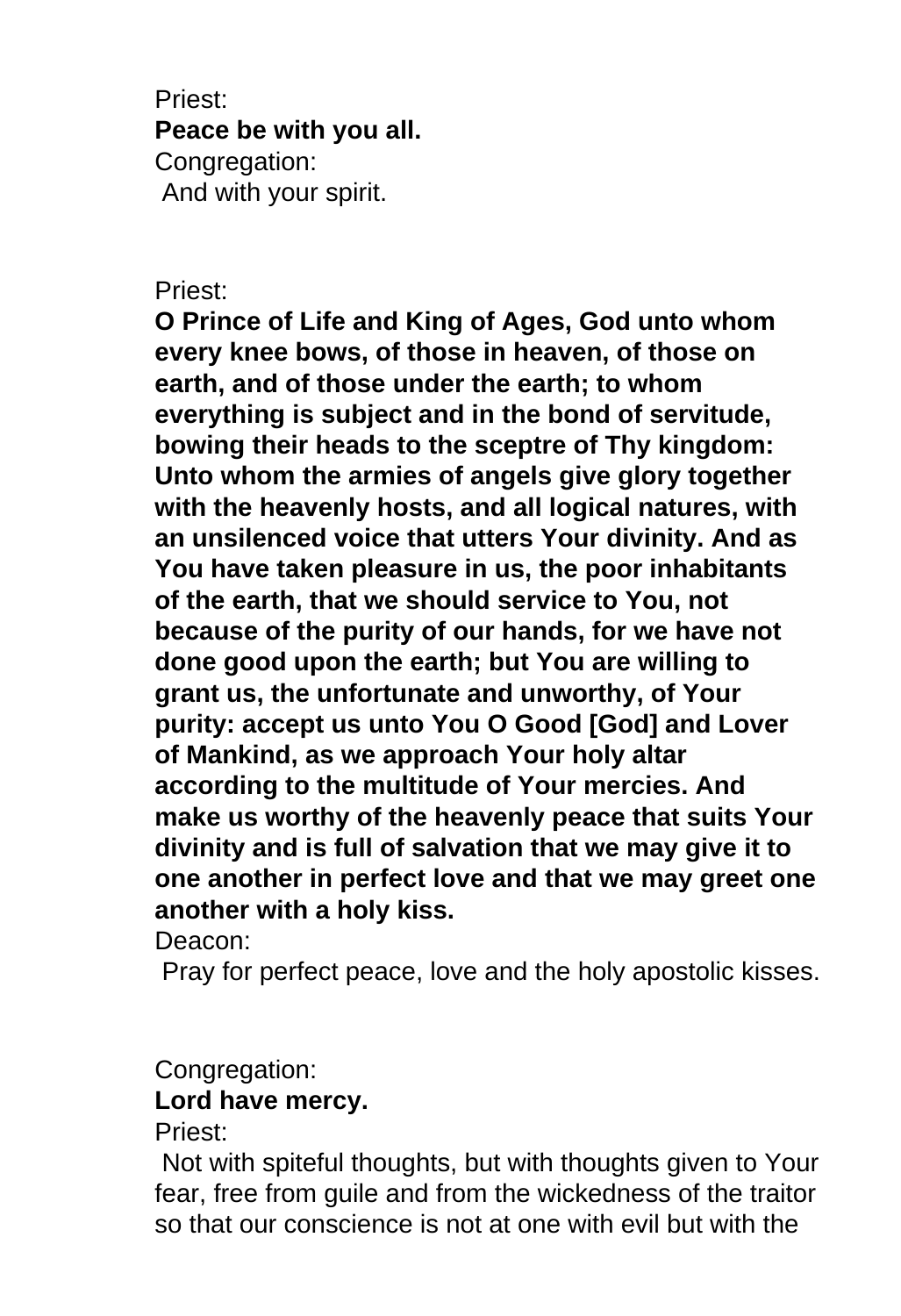Priest:
**Peace be with you all.**
Congregation:
And with your spirit.

Priest:
**O Prince of Life and King of Ages, God unto whom every knee bows, of those in heaven, of those on earth, and of those under the earth; to whom everything is subject and in the bond of servitude, bowing their heads to the sceptre of Thy kingdom: Unto whom the armies of angels give glory together with the heavenly hosts, and all logical natures, with an unsilenced voice that utters Your divinity. And as You have taken pleasure in us, the poor inhabitants of the earth, that we should service to You, not because of the purity of our hands, for we have not done good upon the earth; but You are willing to grant us, the unfortunate and unworthy, of Your purity: accept us unto You O Good [God] and Lover of Mankind, as we approach Your holy altar according to the multitude of Your mercies. And make us worthy of the heavenly peace that suits Your divinity and is full of salvation that we may give it to one another in perfect love and that we may greet one another with a holy kiss.**
Deacon:
Pray for perfect peace, love and the holy apostolic kisses.

Congregation:
**Lord have mercy.**
Priest:
Not with spiteful thoughts, but with thoughts given to Your fear, free from guile and from the wickedness of the traitor so that our conscience is not at one with evil but with the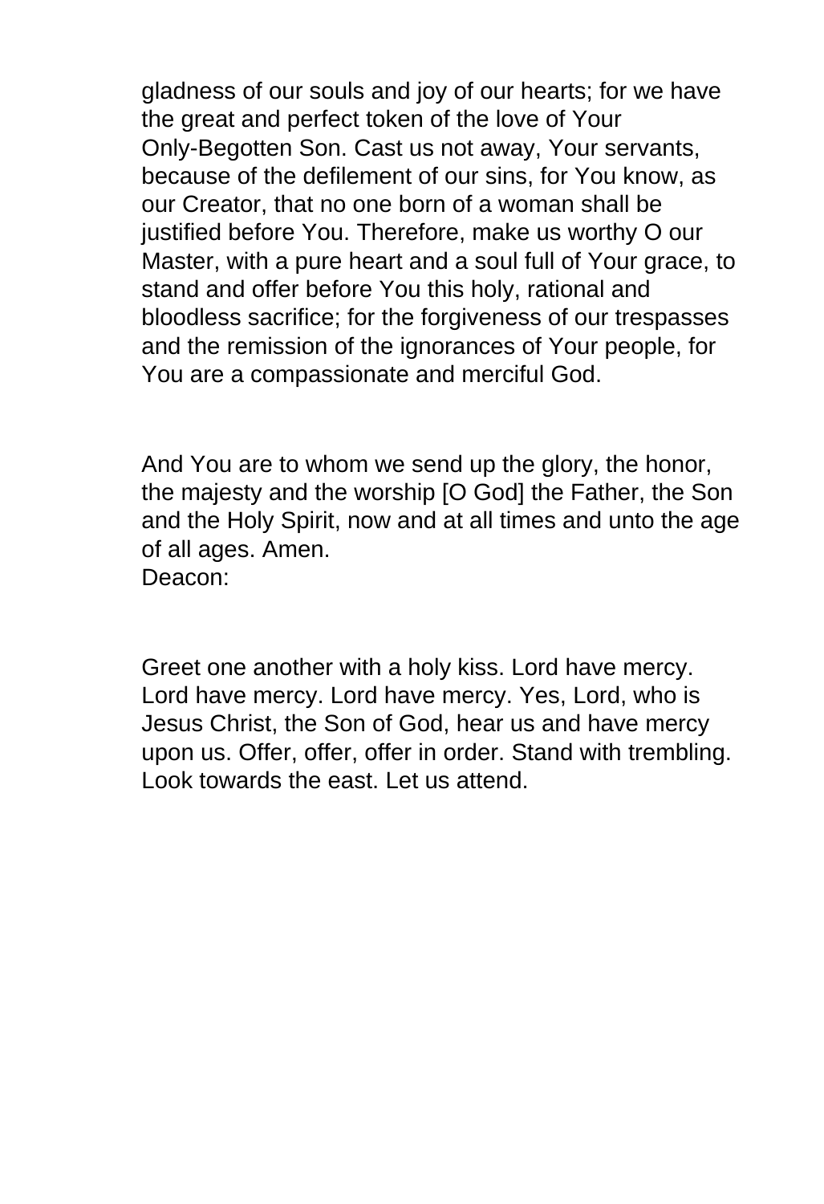gladness of our souls and joy of our hearts; for we have the great and perfect token of the love of Your Only-Begotten Son. Cast us not away, Your servants, because of the defilement of our sins, for You know, as our Creator, that no one born of a woman shall be justified before You. Therefore, make us worthy O our Master, with a pure heart and a soul full of Your grace, to stand and offer before You this holy, rational and bloodless sacrifice; for the forgiveness of our trespasses and the remission of the ignorances of Your people, for You are a compassionate and merciful God.

And You are to whom we send up the glory, the honor, the majesty and the worship [O God] the Father, the Son and the Holy Spirit, now and at all times and unto the age of all ages. Amen.
Deacon:

Greet one another with a holy kiss. Lord have mercy. Lord have mercy. Lord have mercy. Yes, Lord, who is Jesus Christ, the Son of God, hear us and have mercy upon us. Offer, offer, offer in order. Stand with trembling. Look towards the east. Let us attend.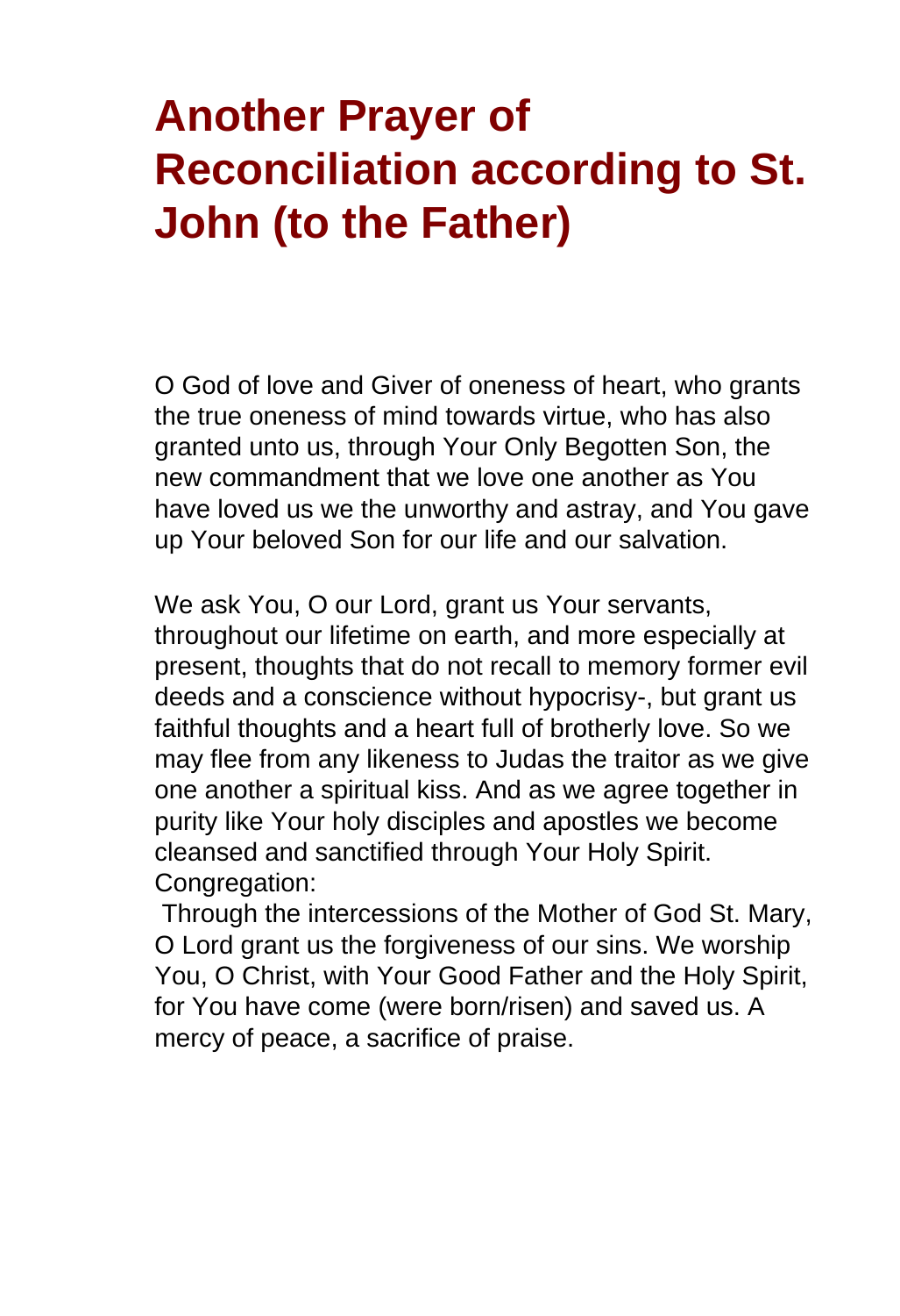# Another Prayer of Reconciliation according to St. John (to the Father)

O God of love and Giver of oneness of heart, who grants the true oneness of mind towards virtue, who has also granted unto us, through Your Only Begotten Son, the new commandment that we love one another as You have loved us we the unworthy and astray, and You gave up Your beloved Son for our life and our salvation.

We ask You, O our Lord, grant us Your servants, throughout our lifetime on earth, and more especially at present, thoughts that do not recall to memory former evil deeds and a conscience without hypocrisy-, but grant us faithful thoughts and a heart full of brotherly love. So we may flee from any likeness to Judas the traitor as we give one another a spiritual kiss. And as we agree together in purity like Your holy disciples and apostles we become cleansed and sanctified through Your Holy Spirit.
Congregation:
Through the intercessions of the Mother of God St. Mary, O Lord grant us the forgiveness of our sins. We worship You, O Christ, with Your Good Father and the Holy Spirit, for You have come (were born/risen) and saved us. A mercy of peace, a sacrifice of praise.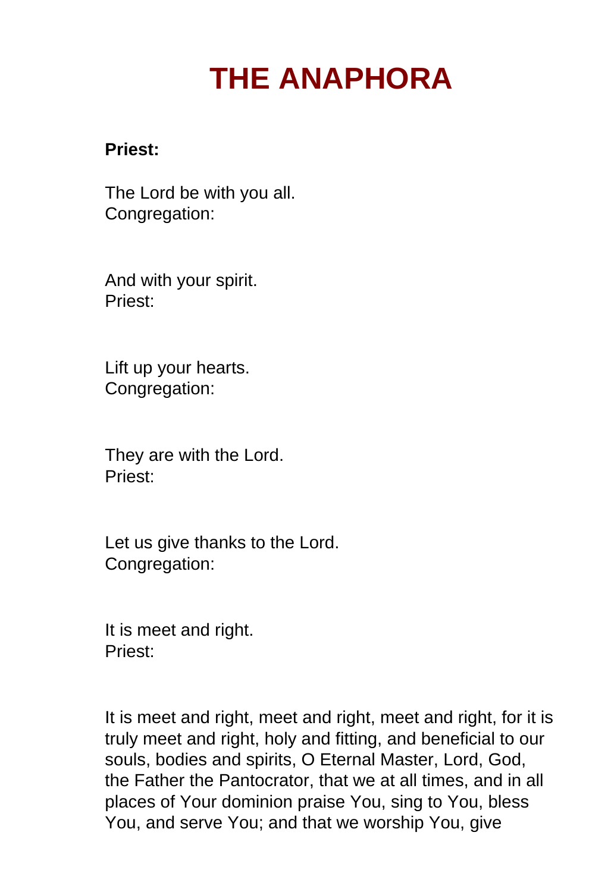# THE ANAPHORA

**Priest:**

The Lord be with you all.
Congregation:

And with your spirit.
Priest:

Lift up your hearts.
Congregation:

They are with the Lord.
Priest:

Let us give thanks to the Lord.
Congregation:

It is meet and right.
Priest:

It is meet and right, meet and right, meet and right, for it is truly meet and right, holy and fitting, and beneficial to our souls, bodies and spirits, O Eternal Master, Lord, God, the Father the Pantocrator, that we at all times, and in all places of Your dominion praise You, sing to You, bless You, and serve You; and that we worship You, give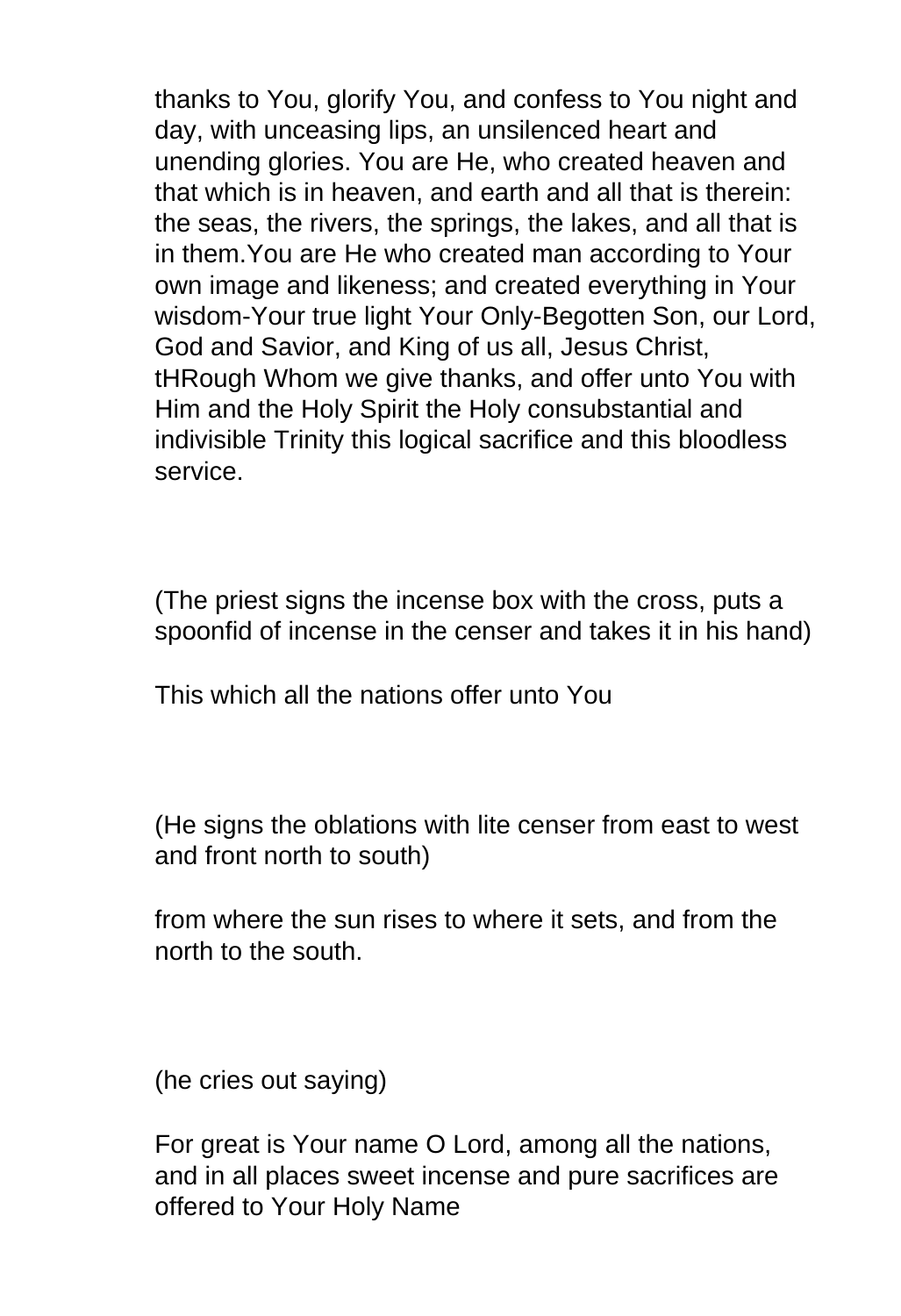thanks to You, glorify You, and confess to You night and day, with unceasing lips, an unsilenced heart and unending glories. You are He, who created heaven and that which is in heaven, and earth and all that is therein: the seas, the rivers, the springs, the lakes, and all that is in them.You are He who created man according to Your own image and likeness; and created everything in Your wisdom-Your true light Your Only-Begotten Son, our Lord, God and Savior, and King of us all, Jesus Christ, tHRough Whom we give thanks, and offer unto You with Him and the Holy Spirit the Holy consubstantial and indivisible Trinity this logical sacrifice and this bloodless service.

(The priest signs the incense box with the cross, puts a spoonfid of incense in the censer and takes it in his hand)

This which all the nations offer unto You

(He signs the oblations with lite censer from east to west and front north to south)

from where the sun rises to where it sets, and from the north to the south.

(he cries out saying)

For great is Your name O Lord, among all the nations, and in all places sweet incense and pure sacrifices are offered to Your Holy Name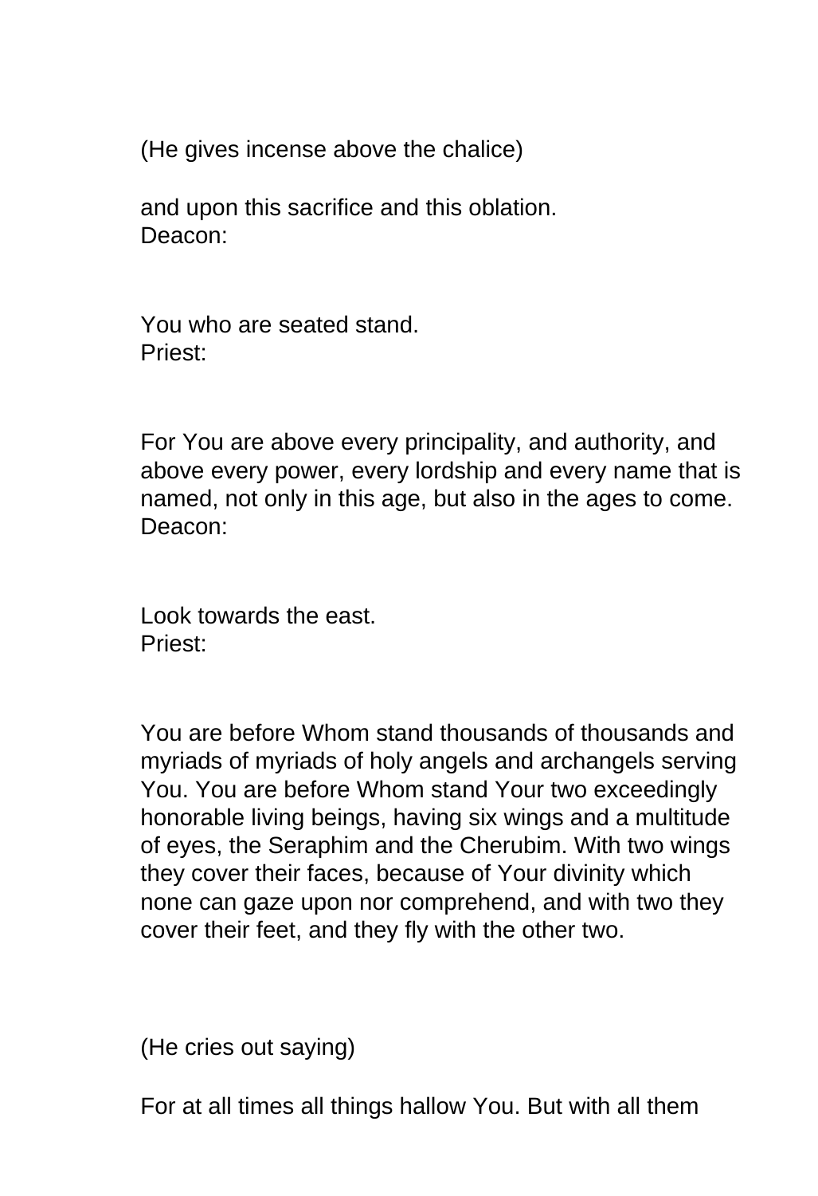(He gives incense above the chalice)

and upon this sacrifice and this oblation.
Deacon:

You who are seated stand.
Priest:

For You are above every principality, and authority, and above every power, every lordship and every name that is named, not only in this age, but also in the ages to come.
Deacon:

Look towards the east.
Priest:

You are before Whom stand thousands of thousands and myriads of myriads of holy angels and archangels serving You. You are before Whom stand Your two exceedingly honorable living beings, having six wings and a multitude of eyes, the Seraphim and the Cherubim. With two wings they cover their faces, because of Your divinity which none can gaze upon nor comprehend, and with two they cover their feet, and they fly with the other two.

(He cries out saying)

For at all times all things hallow You. But with all them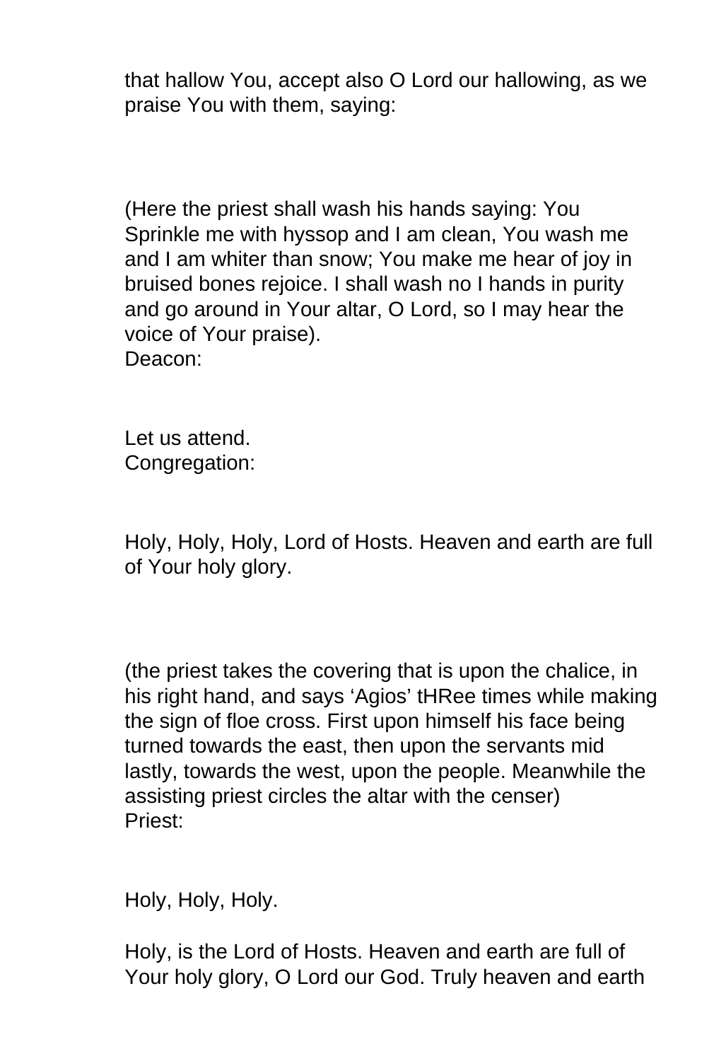that hallow You, accept also O Lord our hallowing, as we praise You with them, saying:

(Here the priest shall wash his hands saying: You Sprinkle me with hyssop and I am clean, You wash me and I am whiter than snow; You make me hear of joy in bruised bones rejoice. I shall wash no I hands in purity and go around in Your altar, O Lord, so I may hear the voice of Your praise).

Deacon:

Let us attend.

Congregation:

Holy, Holy, Holy, Lord of Hosts. Heaven and earth are full of Your holy glory.

(the priest takes the covering that is upon the chalice, in his right hand, and says 'Agios' tHRee times while making the sign of floe cross. First upon himself his face being turned towards the east, then upon the servants mid lastly, towards the west, upon the people. Meanwhile the assisting priest circles the altar with the censer)

Priest:

Holy, Holy, Holy.

Holy, is the Lord of Hosts. Heaven and earth are full of Your holy glory, O Lord our God. Truly heaven and earth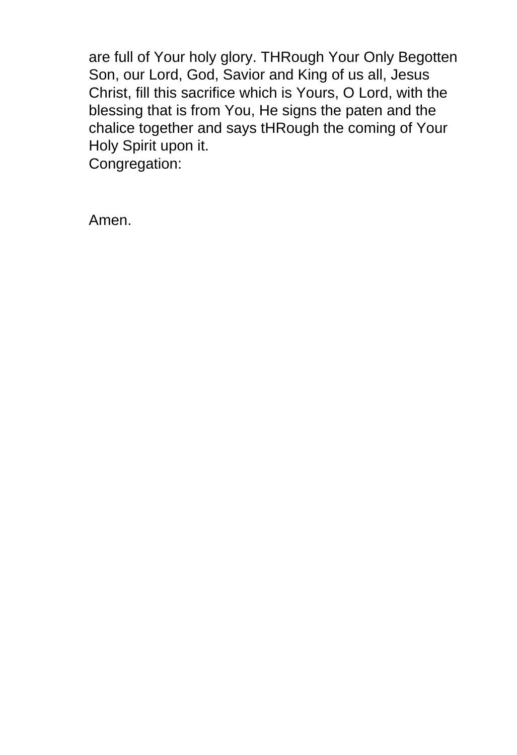are full of Your holy glory. THRough Your Only Begotten Son, our Lord, God, Savior and King of us all, Jesus Christ, fill this sacrifice which is Yours, O Lord, with the blessing that is from You, He signs the paten and the chalice together and says tHRough the coming of Your Holy Spirit upon it.
Congregation:

Amen.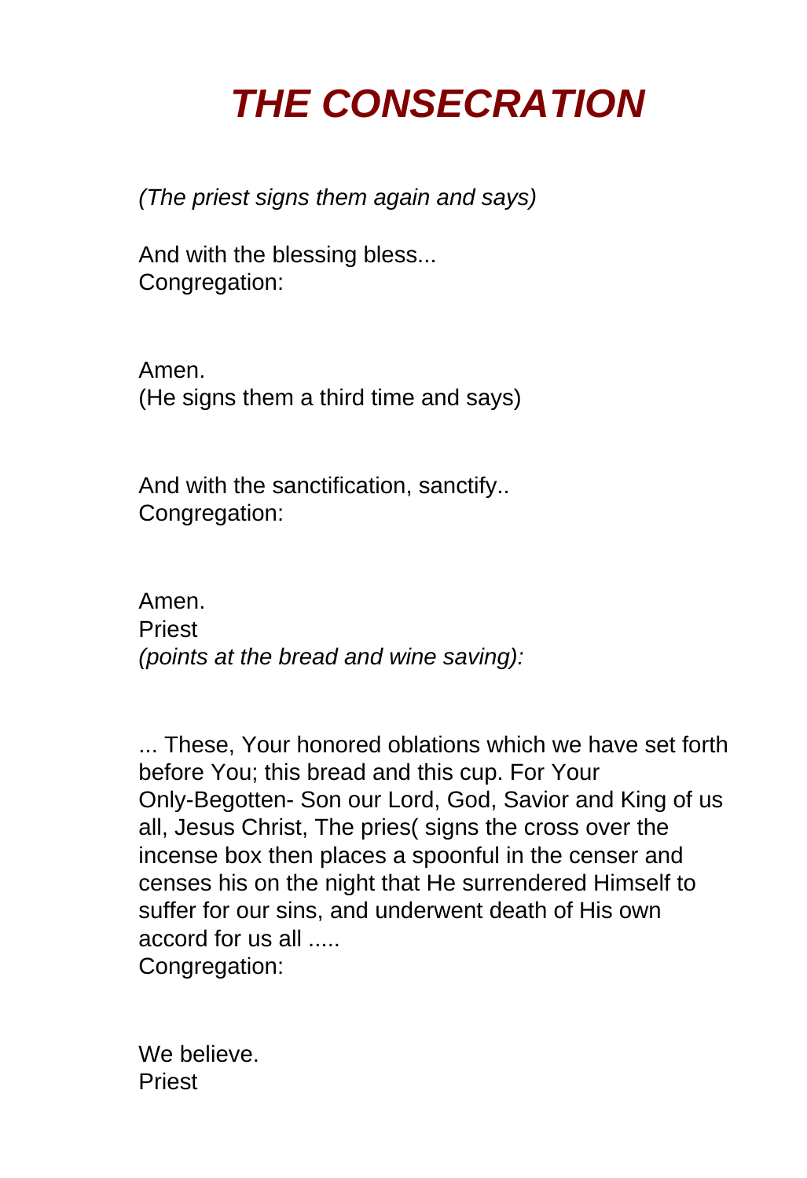# *THE CONSECRATION*

*(The priest signs them again and says)*

And with the blessing bless...
Congregation:

Amen.
(He signs them a third time and says)

And with the sanctification, sanctify..
Congregation:

Amen.
Priest
*(points at the bread and wine saving):*

... These, Your honored oblations which we have set forth before You; this bread and this cup. For Your Only-Begotten- Son our Lord, God, Savior and King of us all, Jesus Christ, The pries( signs the cross over the incense box then places a spoonful in the censer and censes his on the night that He surrendered Himself to suffer for our sins, and underwent death of His own accord for us all .....
Congregation:

We believe.
Priest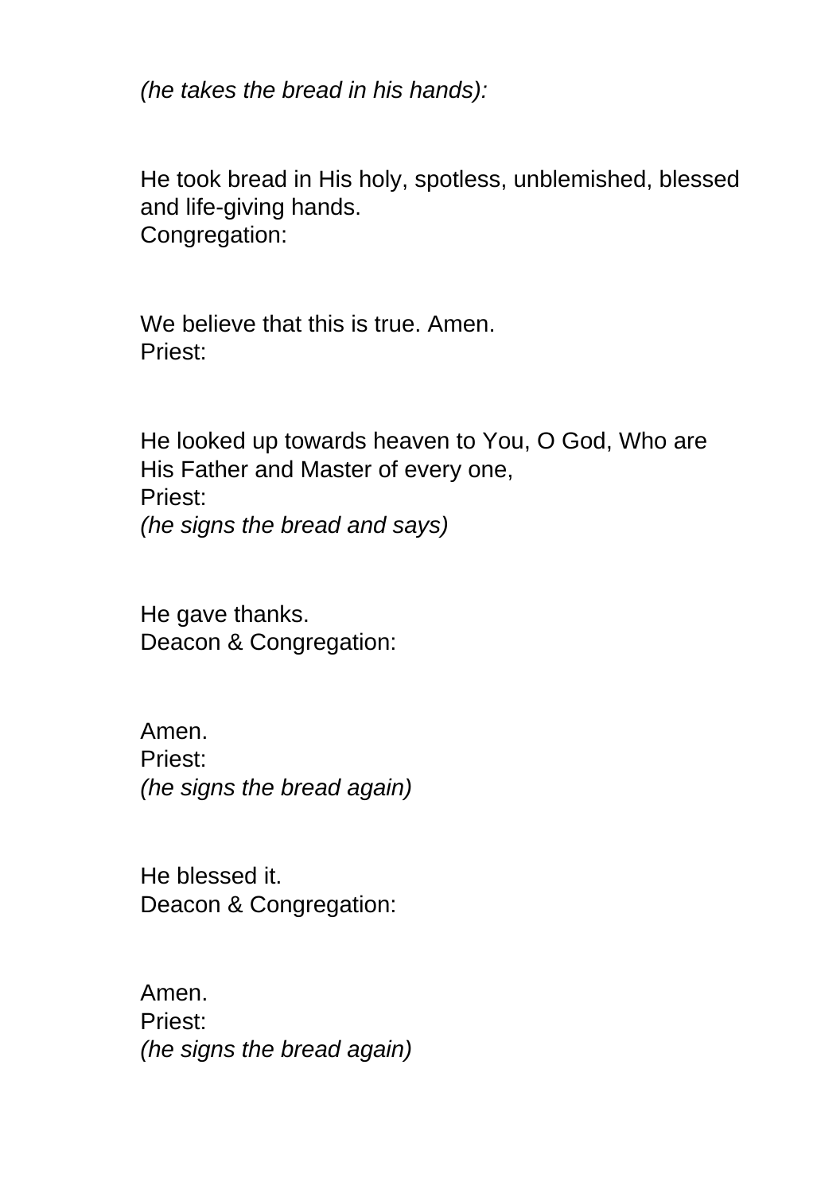*(he takes the bread in his hands):*

He took bread in His holy, spotless, unblemished, blessed and life-giving hands.
Congregation:

We believe that this is true. Amen.
Priest:

He looked up towards heaven to You, O God, Who are His Father and Master of every one,
Priest:
*(he signs the bread and says)*

He gave thanks.
Deacon & Congregation:

Amen.
Priest:
*(he signs the bread again)*

He blessed it.
Deacon & Congregation:

Amen.
Priest:
*(he signs the bread again)*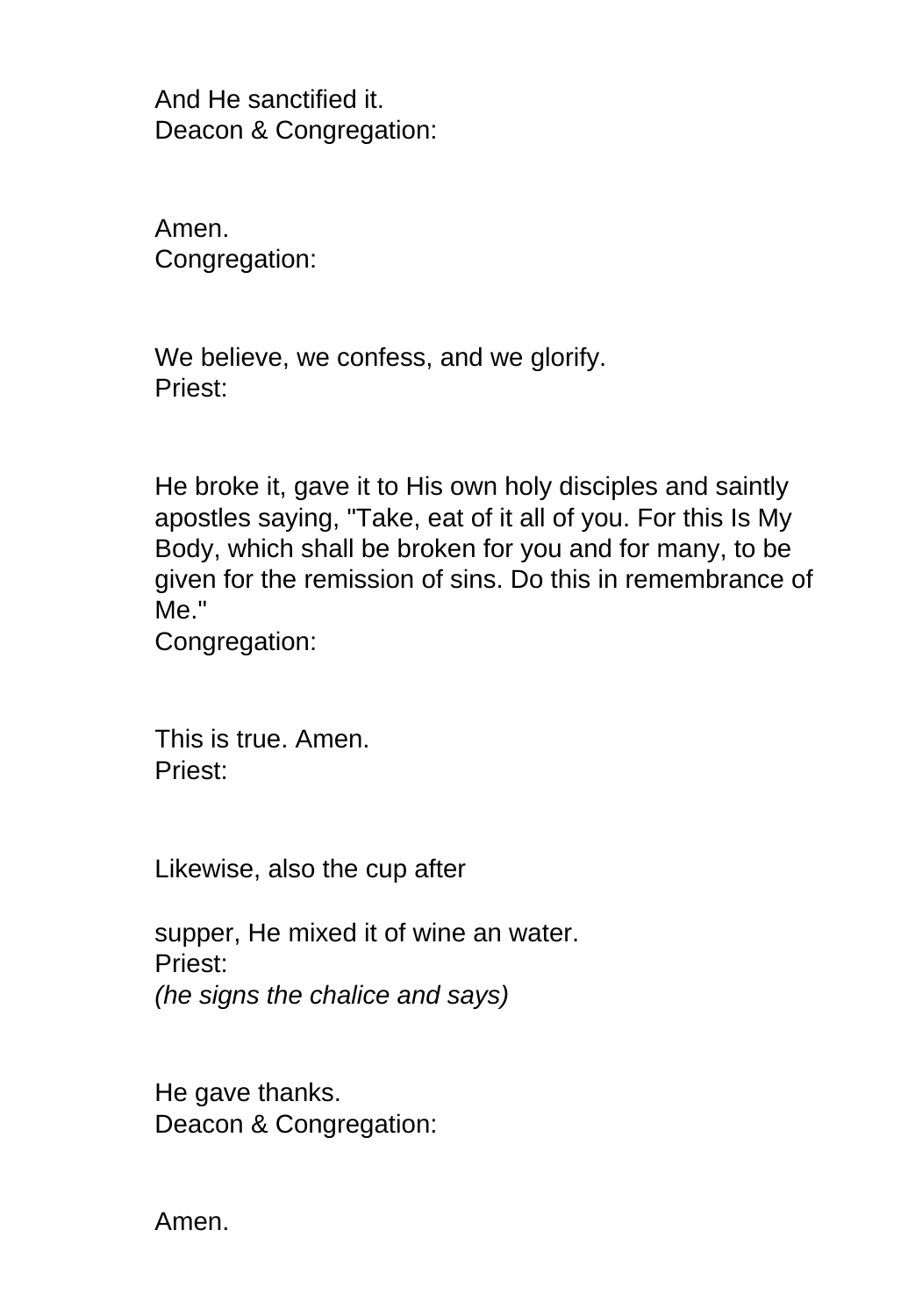And He sanctified it.
Deacon & Congregation:

Amen.
Congregation:

We believe, we confess, and we glorify.
Priest:

He broke it, gave it to His own holy disciples and saintly apostles saying, "Take, eat of it all of you. For this Is My Body, which shall be broken for you and for many, to be given for the remission of sins. Do this in remembrance of Me."
Congregation:

This is true. Amen.
Priest:

Likewise, also the cup after

supper, He mixed it of wine an water.
Priest:
*(he signs the chalice and says)*

He gave thanks.
Deacon & Congregation:

Amen.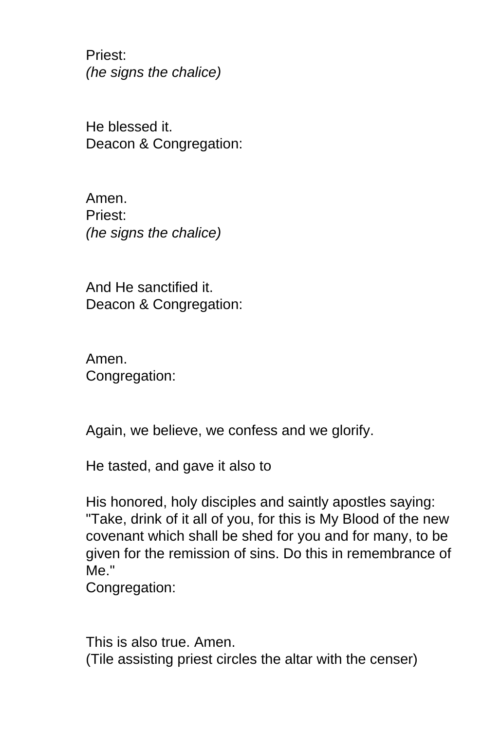Priest:
*(he signs the chalice)*

He blessed it.
Deacon & Congregation:

Amen.
Priest:
*(he signs the chalice)*

And He sanctified it.
Deacon & Congregation:

Amen.
Congregation:

Again, we believe, we confess and we glorify.

He tasted, and gave it also to

His honored, holy disciples and saintly apostles saying: "Take, drink of it all of you, for this is My Blood of the new covenant which shall be shed for you and for many, to be given for the remission of sins. Do this in remembrance of Me."
Congregation:

This is also true. Amen.
(Tile assisting priest circles the altar with the censer)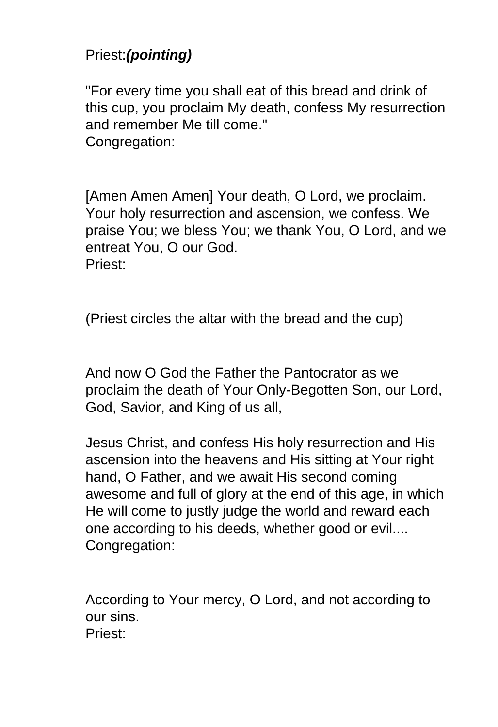Priest:***(pointing)***

"For every time you shall eat of this bread and drink of this cup, you proclaim My death, confess My resurrection and remember Me till come."
Congregation:

[Amen Amen Amen] Your death, O Lord, we proclaim. Your holy resurrection and ascension, we confess. We praise You; we bless You; we thank You, O Lord, and we entreat You, O our God.
Priest:

(Priest circles the altar with the bread and the cup)

And now O God the Father the Pantocrator as we proclaim the death of Your Only-Begotten Son, our Lord, God, Savior, and King of us all,

Jesus Christ, and confess His holy resurrection and His ascension into the heavens and His sitting at Your right hand, O Father, and we await His second coming awesome and full of glory at the end of this age, in which He will come to justly judge the world and reward each one according to his deeds, whether good or evil....
Congregation:

According to Your mercy, O Lord, and not according to our sins.
Priest: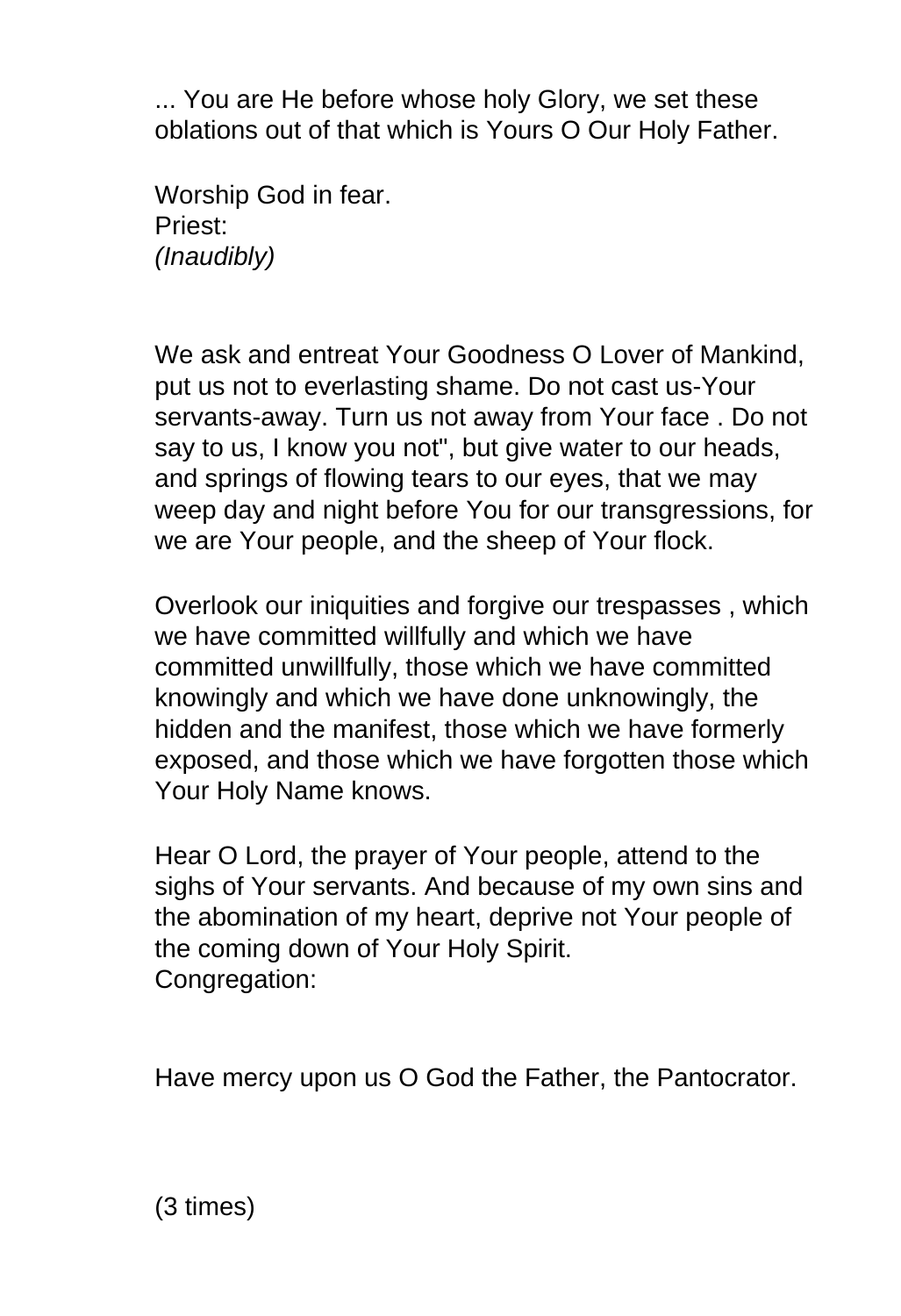... You are He before whose holy Glory, we set these oblations out of that which is Yours O Our Holy Father.

Worship God in fear.
Priest:
*(Inaudibly)*

We ask and entreat Your Goodness O Lover of Mankind, put us not to everlasting shame. Do not cast us-Your servants-away. Turn us not away from Your face . Do not say to us, I know you not", but give water to our heads, and springs of flowing tears to our eyes, that we may weep day and night before You for our transgressions, for we are Your people, and the sheep of Your flock.

Overlook our iniquities and forgive our trespasses , which we have committed willfully and which we have committed unwillfully, those which we have committed knowingly and which we have done unknowingly, the hidden and the manifest, those which we have formerly exposed, and those which we have forgotten those which Your Holy Name knows.

Hear O Lord, the prayer of Your people, attend to the sighs of Your servants. And because of my own sins and the abomination of my heart, deprive not Your people of the coming down of Your Holy Spirit.
Congregation:

Have mercy upon us O God the Father, the Pantocrator.

(3 times)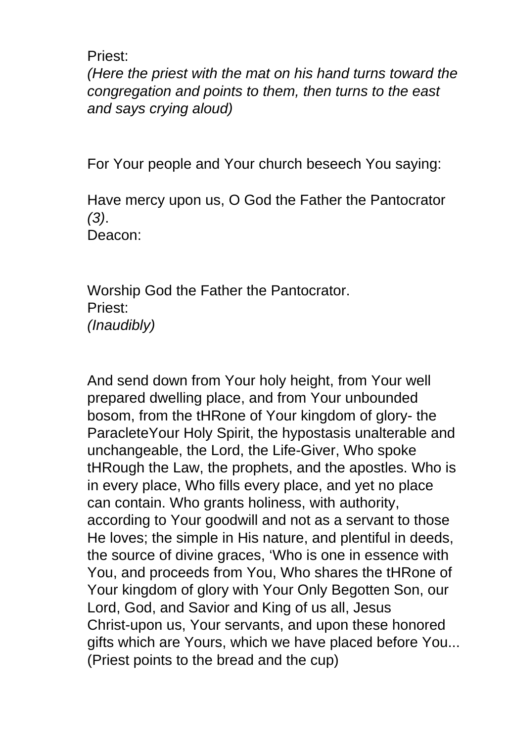Priest:
*(Here the priest with the mat on his hand turns toward the congregation and points to them, then turns to the east and says crying aloud)*

For Your people and Your church beseech You saying:

Have mercy upon us, O God the Father the Pantocrator *(3)*.
Deacon:

Worship God the Father the Pantocrator.
Priest:
*(Inaudibly)*

And send down from Your holy height, from Your well prepared dwelling place, and from Your unbounded bosom, from the tHRone of Your kingdom of glory- the ParacleteYour Holy Spirit, the hypostasis unalterable and unchangeable, the Lord, the Life-Giver, Who spoke tHRough the Law, the prophets, and the apostles. Who is in every place, Who fills every place, and yet no place can contain. Who grants holiness, with authority, according to Your goodwill and not as a servant to those He loves; the simple in His nature, and plentiful in deeds, the source of divine graces, 'Who is one in essence with You, and proceeds from You, Who shares the tHRone of Your kingdom of glory with Your Only Begotten Son, our Lord, God, and Savior and King of us all, Jesus Christ-upon us, Your servants, and upon these honored gifts which are Yours, which we have placed before You... (Priest points to the bread and the cup)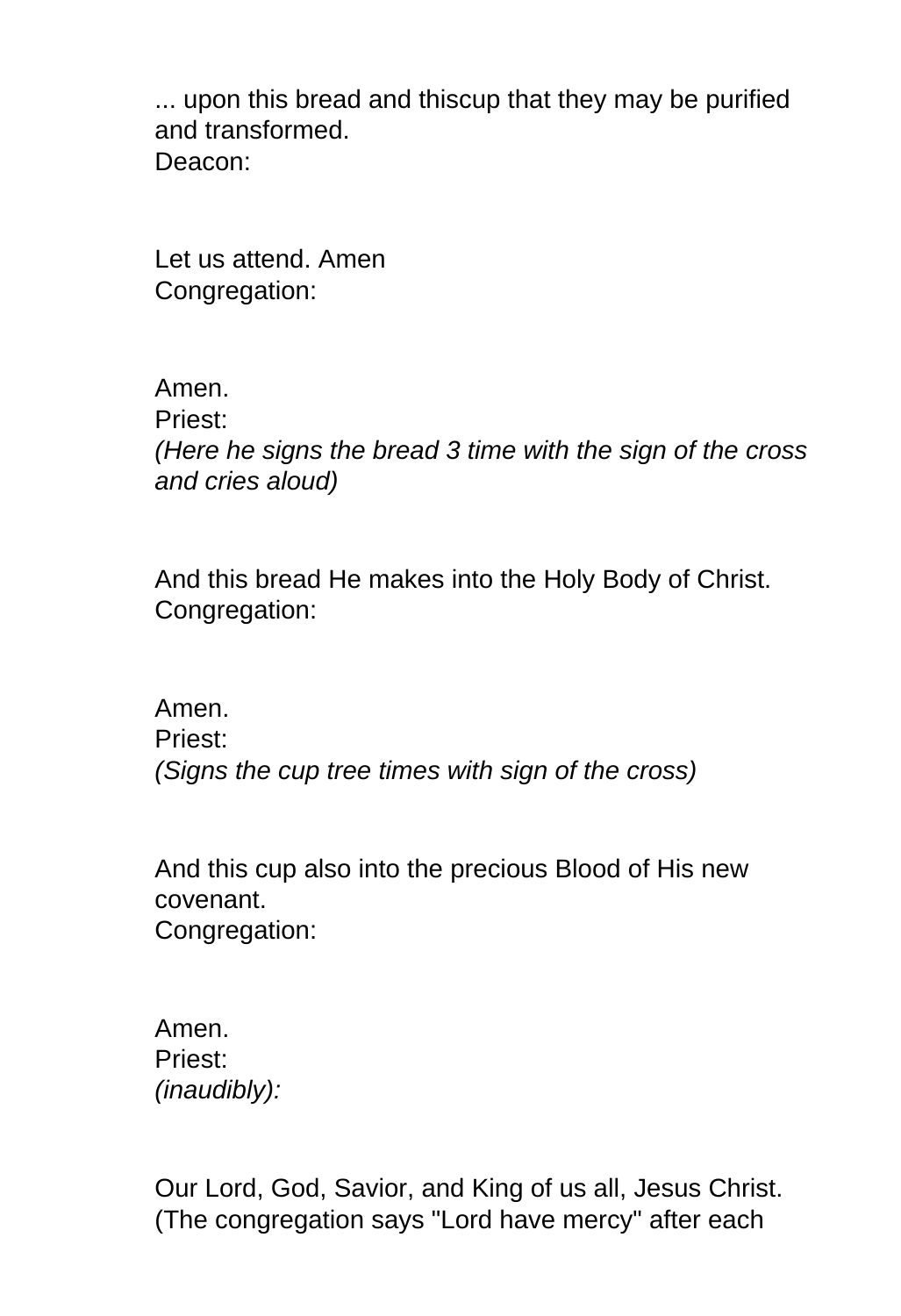... upon this bread and thiscup that they may be purified and transformed.
Deacon:

Let us attend. Amen
Congregation:

Amen.
Priest:
*(Here he signs the bread 3 time with the sign of the cross and cries aloud)*

And this bread He makes into the Holy Body of Christ.
Congregation:

Amen.
Priest:
*(Signs the cup tree times with sign of the cross)*

And this cup also into the precious Blood of His new covenant.
Congregation:

Amen.
Priest:
*(inaudibly):*

Our Lord, God, Savior, and King of us all, Jesus Christ. (The congregation says "Lord have mercy" after each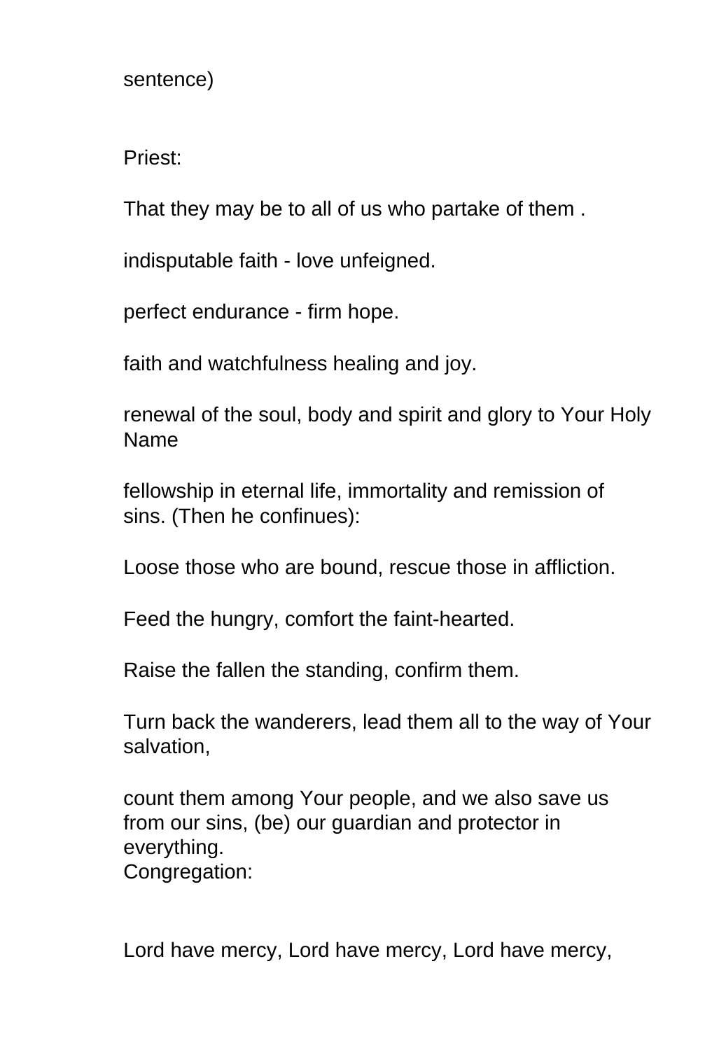sentence)

Priest:

That they may be to all of us who partake of them .

indisputable faith - love unfeigned.

perfect endurance - firm hope.

faith and watchfulness healing and joy.

renewal of the soul, body and spirit and glory to Your Holy Name

fellowship in eternal life, immortality and remission of sins. (Then he confinues):

Loose those who are bound, rescue those in affliction.

Feed the hungry, comfort the faint-hearted.

Raise the fallen the standing, confirm them.

Turn back the wanderers, lead them all to the way of Your salvation,

count them among Your people, and we also save us from our sins, (be) our guardian and protector in everything.
Congregation:

Lord have mercy, Lord have mercy, Lord have mercy,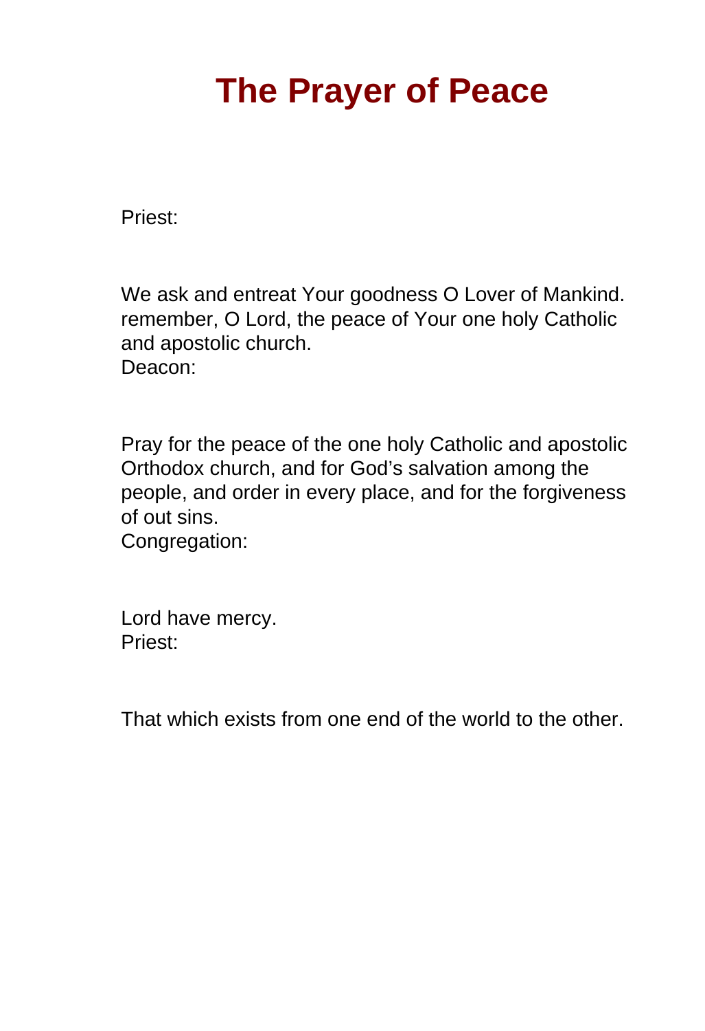# The Prayer of Peace

Priest:

We ask and entreat Your goodness O Lover of Mankind. remember, O Lord, the peace of Your one holy Catholic and apostolic church.
Deacon:

Pray for the peace of the one holy Catholic and apostolic Orthodox church, and for God's salvation among the people, and order in every place, and for the forgiveness of out sins.
Congregation:

Lord have mercy.
Priest:

That which exists from one end of the world to the other.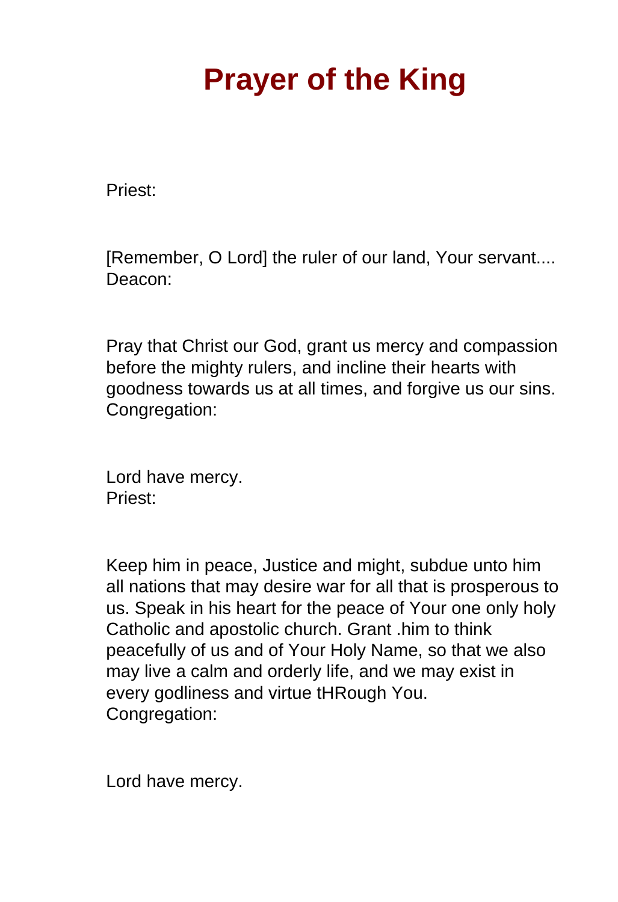# Prayer of the King

Priest:

[Remember, O Lord] the ruler of our land, Your servant....
Deacon:

Pray that Christ our God, grant us mercy and compassion before the mighty rulers, and incline their hearts with goodness towards us at all times, and forgive us our sins.
Congregation:

Lord have mercy.
Priest:

Keep him in peace, Justice and might, subdue unto him all nations that may desire war for all that is prosperous to us. Speak in his heart for the peace of Your one only holy Catholic and apostolic church. Grant .him to think peacefully of us and of Your Holy Name, so that we also may live a calm and orderly life, and we may exist in every godliness and virtue tHRough You.
Congregation:

Lord have mercy.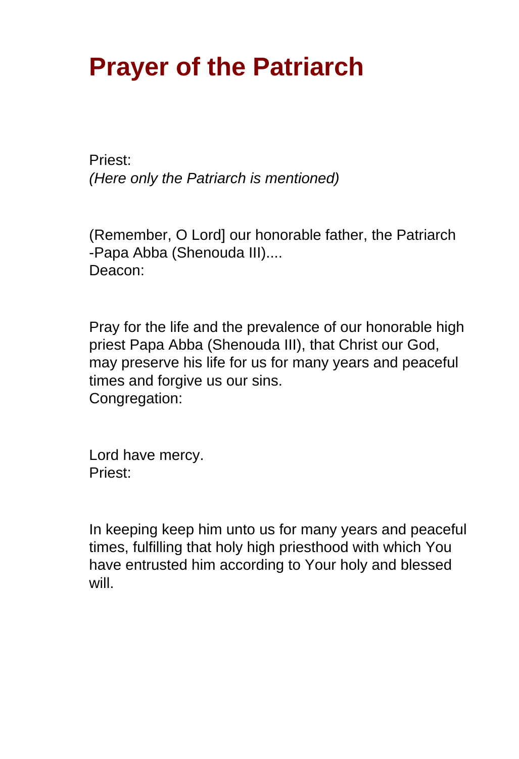# Prayer of the Patriarch

Priest:
*(Here only the Patriarch is mentioned)*

(Remember, O Lord] our honorable father, the Patriarch -Papa Abba (Shenouda III)....
Deacon:

Pray for the life and the prevalence of our honorable high priest Papa Abba (Shenouda III), that Christ our God, may preserve his life for us for many years and peaceful times and forgive us our sins.
Congregation:

Lord have mercy.
Priest:

In keeping keep him unto us for many years and peaceful times, fulfilling that holy high priesthood with which You have entrusted him according to Your holy and blessed will.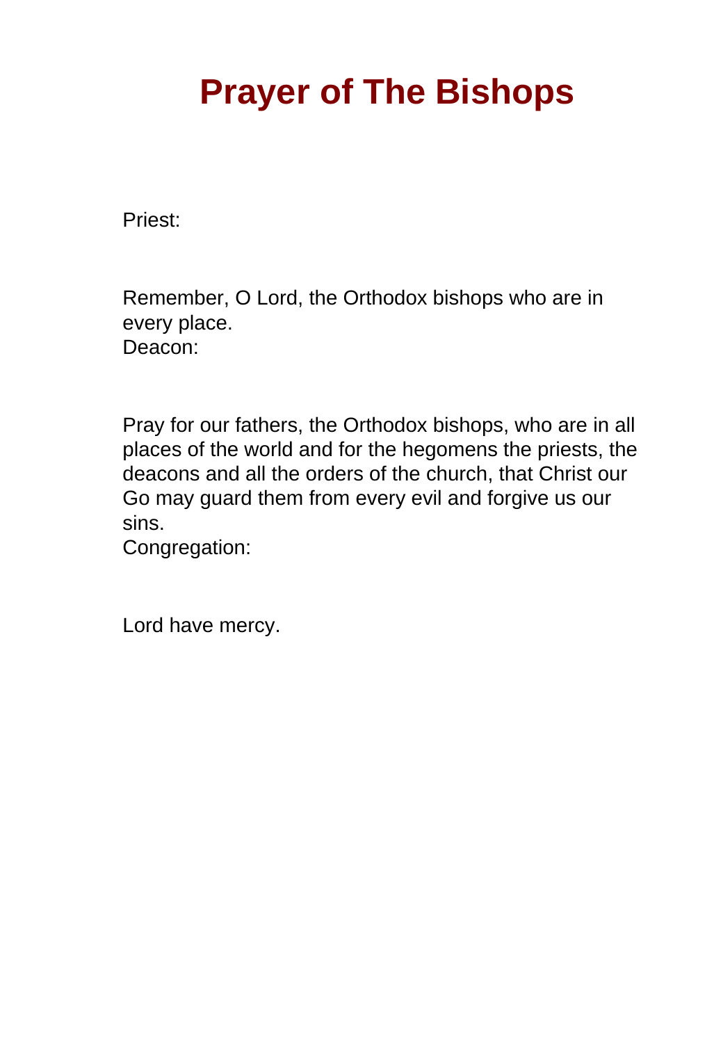# Prayer of The Bishops

Priest:

Remember, O Lord, the Orthodox bishops who are in every place.
Deacon:

Pray for our fathers, the Orthodox bishops, who are in all places of the world and for the hegomens the priests, the deacons and all the orders of the church, that Christ our Go may guard them from every evil and forgive us our sins.
Congregation:

Lord have mercy.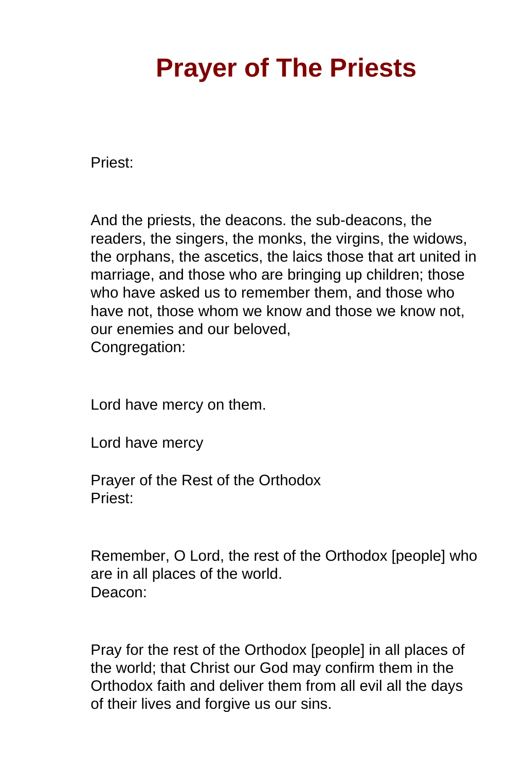# Prayer of The Priests

Priest:

And the priests, the deacons. the sub-deacons, the readers, the singers, the monks, the virgins, the widows, the orphans, the ascetics, the laics those that art united in marriage, and those who are bringing up children; those who have asked us to remember them, and those who have not, those whom we know and those we know not, our enemies and our beloved,
Congregation:

Lord have mercy on them.

Lord have mercy

Prayer of the Rest of the Orthodox
Priest:

Remember, O Lord, the rest of the Orthodox [people] who are in all places of the world.
Deacon:

Pray for the rest of the Orthodox [people] in all places of the world; that Christ our God may confirm them in the Orthodox faith and deliver them from all evil all the days of their lives and forgive us our sins.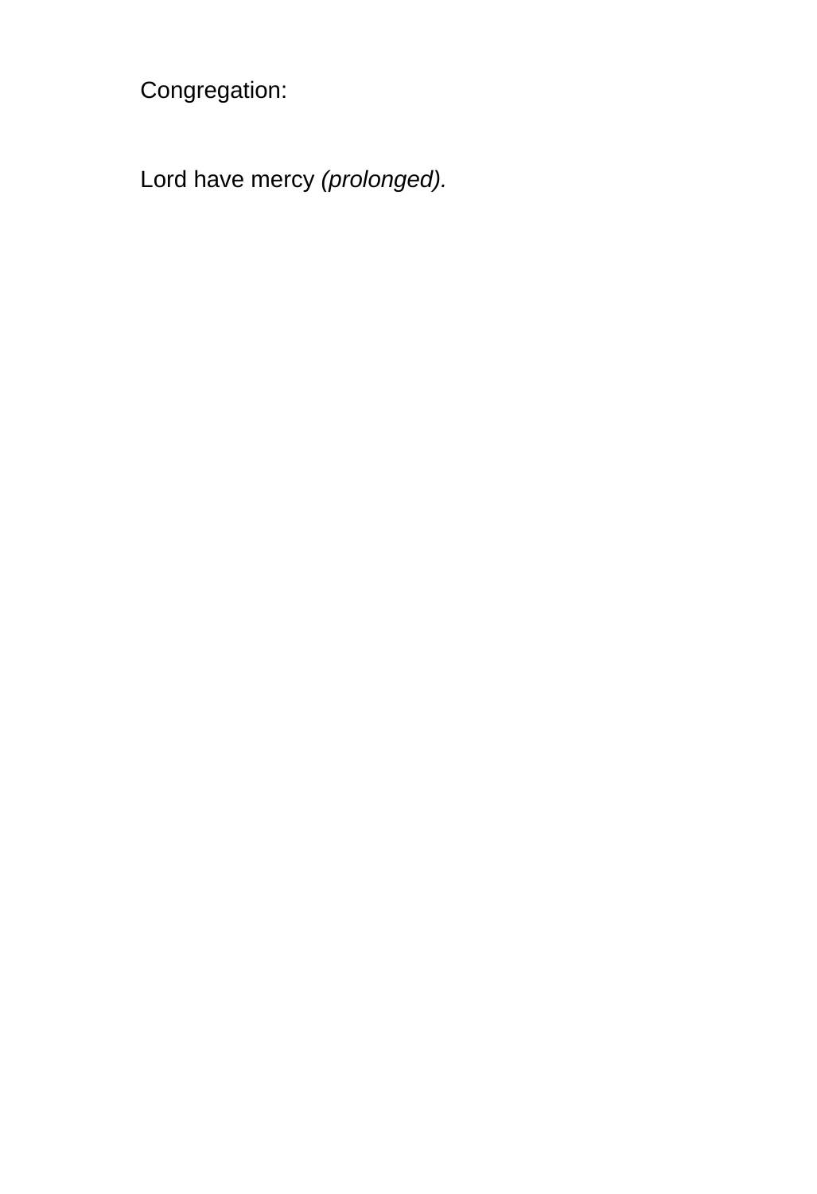Congregation:

Lord have mercy *(prolonged).*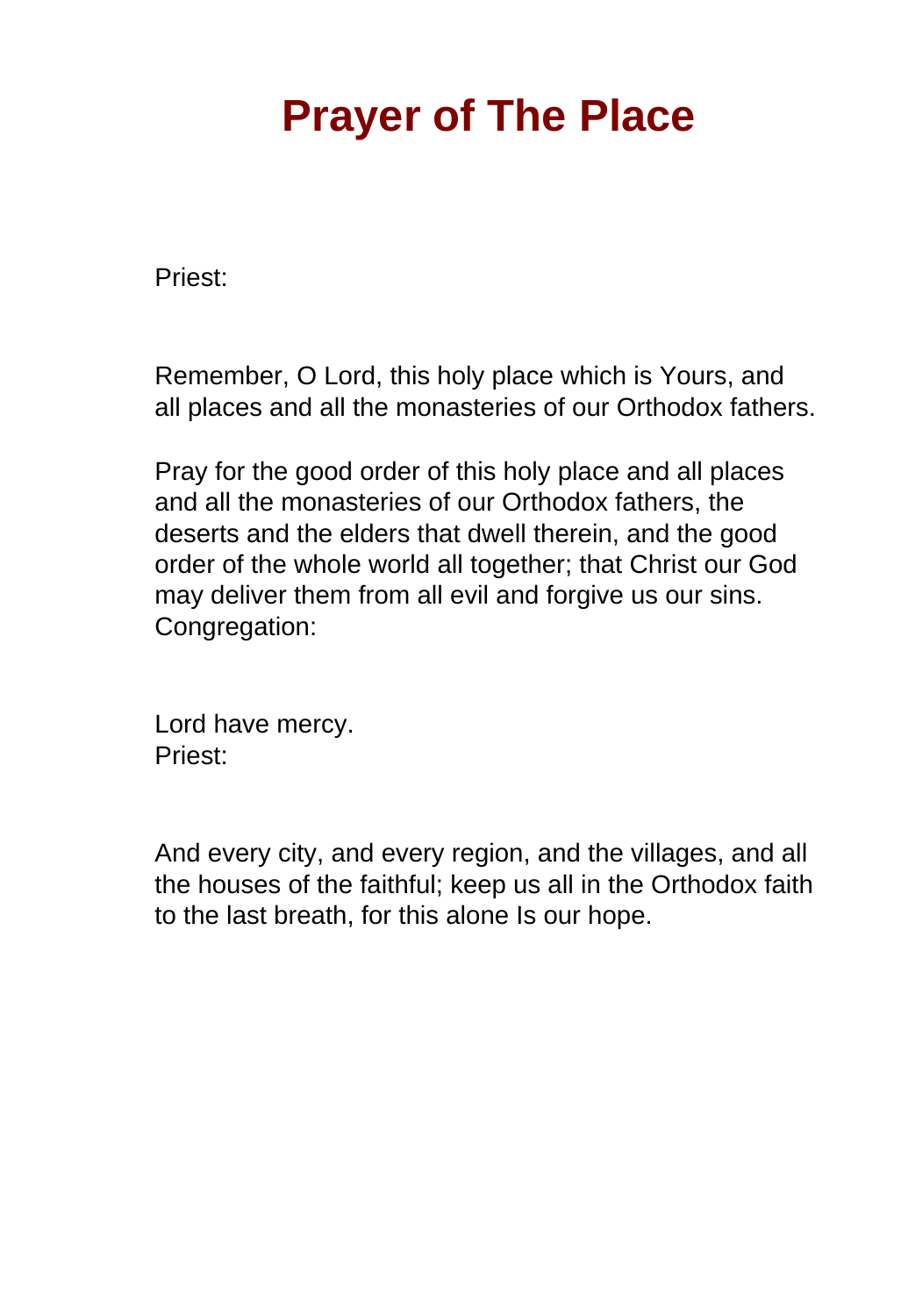# Prayer of The Place

Priest:

Remember, O Lord, this holy place which is Yours, and all places and all the monasteries of our Orthodox fathers.

Pray for the good order of this holy place and all places and all the monasteries of our Orthodox fathers, the deserts and the elders that dwell therein, and the good order of the whole world all together; that Christ our God may deliver them from all evil and forgive us our sins.
Congregation:

Lord have mercy.
Priest:

And every city, and every region, and the villages, and all the houses of the faithful; keep us all in the Orthodox faith to the last breath, for this alone Is our hope.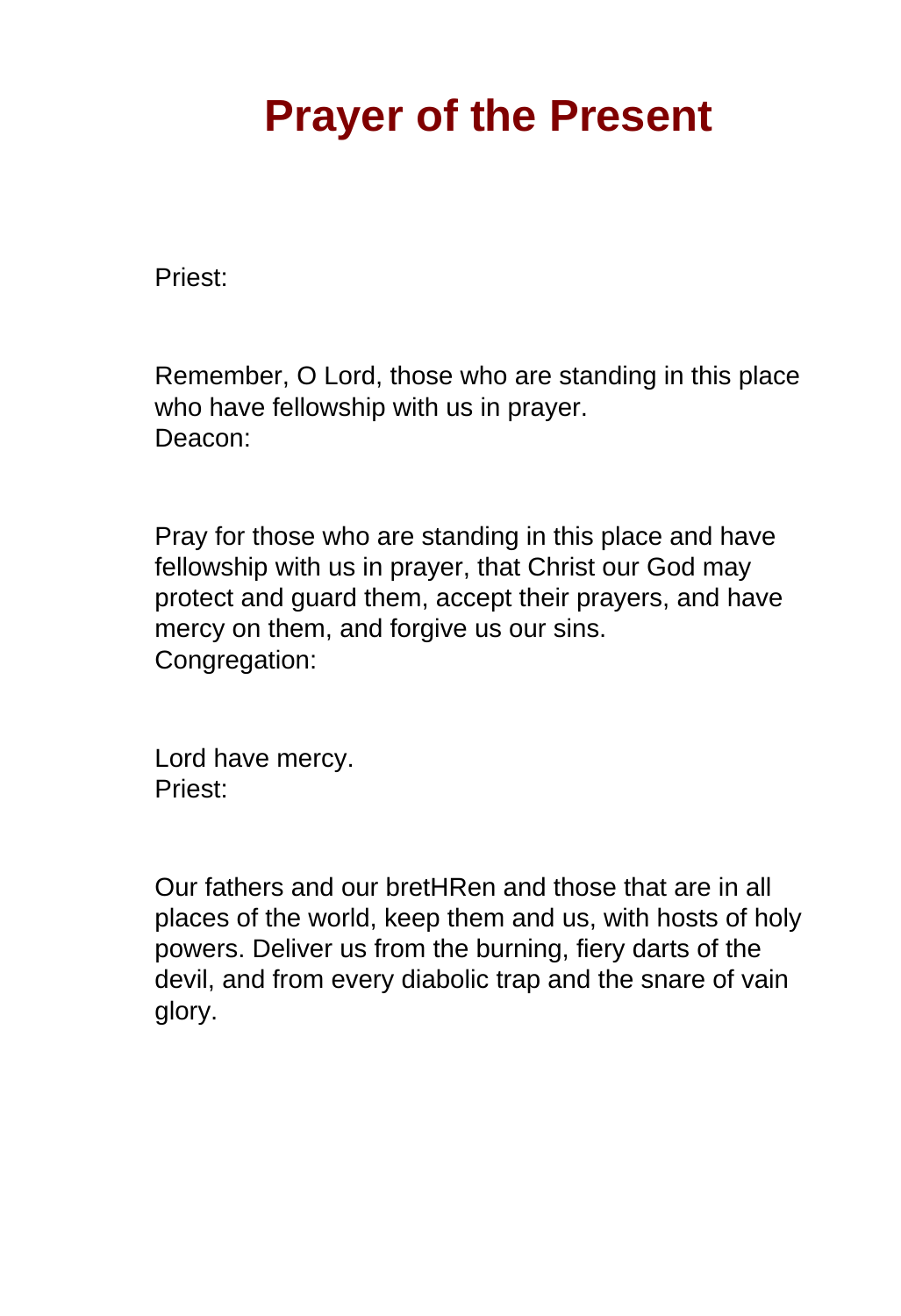# Prayer of the Present

Priest:

Remember, O Lord, those who are standing in this place who have fellowship with us in prayer.
Deacon:

Pray for those who are standing in this place and have fellowship with us in prayer, that Christ our God may protect and guard them, accept their prayers, and have mercy on them, and forgive us our sins.
Congregation:

Lord have mercy.
Priest:

Our fathers and our bretHRen and those that are in all places of the world, keep them and us, with hosts of holy powers. Deliver us from the burning, fiery darts of the devil, and from every diabolic trap and the snare of vain glory.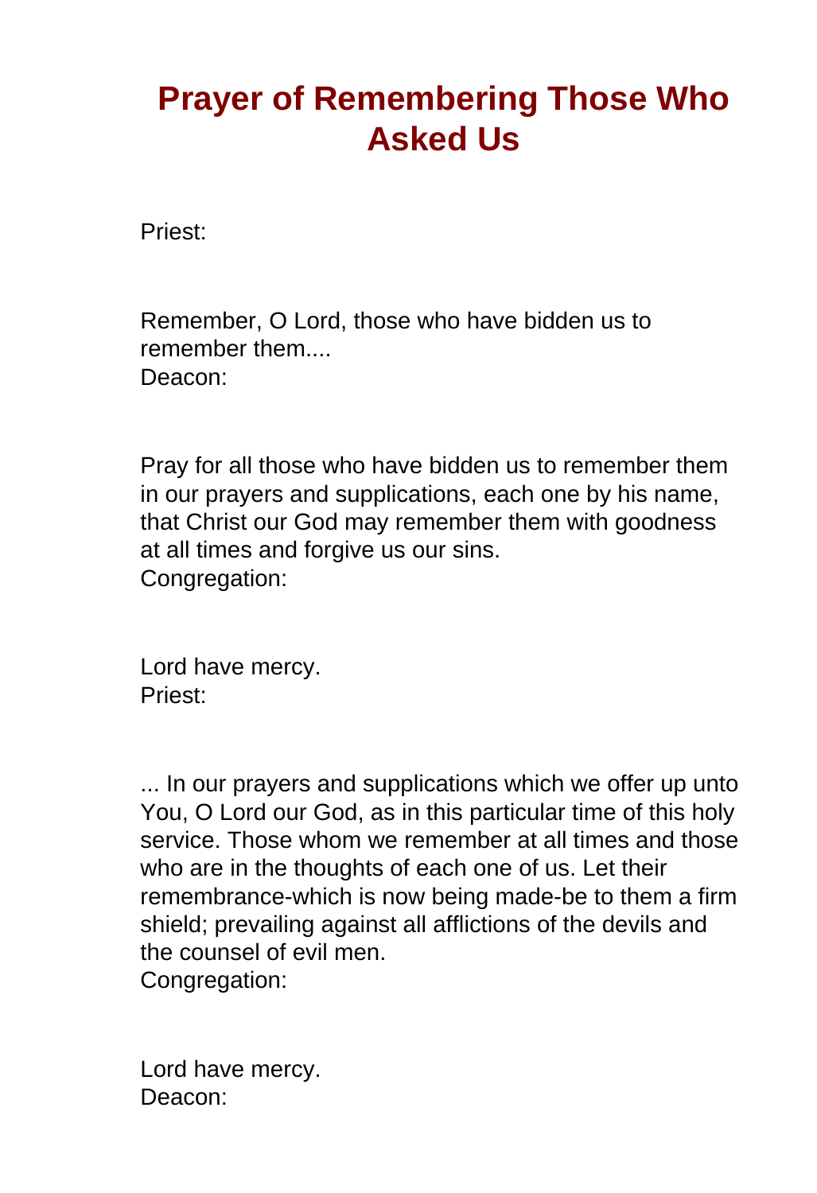# Prayer of Remembering Those Who Asked Us

Priest:

Remember, O Lord, those who have bidden us to remember them....

Deacon:

Pray for all those who have bidden us to remember them in our prayers and supplications, each one by his name, that Christ our God may remember them with goodness at all times and forgive us our sins.

Congregation:

Lord have mercy.

Priest:

... In our prayers and supplications which we offer up unto You, O Lord our God, as in this particular time of this holy service. Those whom we remember at all times and those who are in the thoughts of each one of us. Let their remembrance-which is now being made-be to them a firm shield; prevailing against all afflictions of the devils and the counsel of evil men.

Congregation:

Lord have mercy.

Deacon: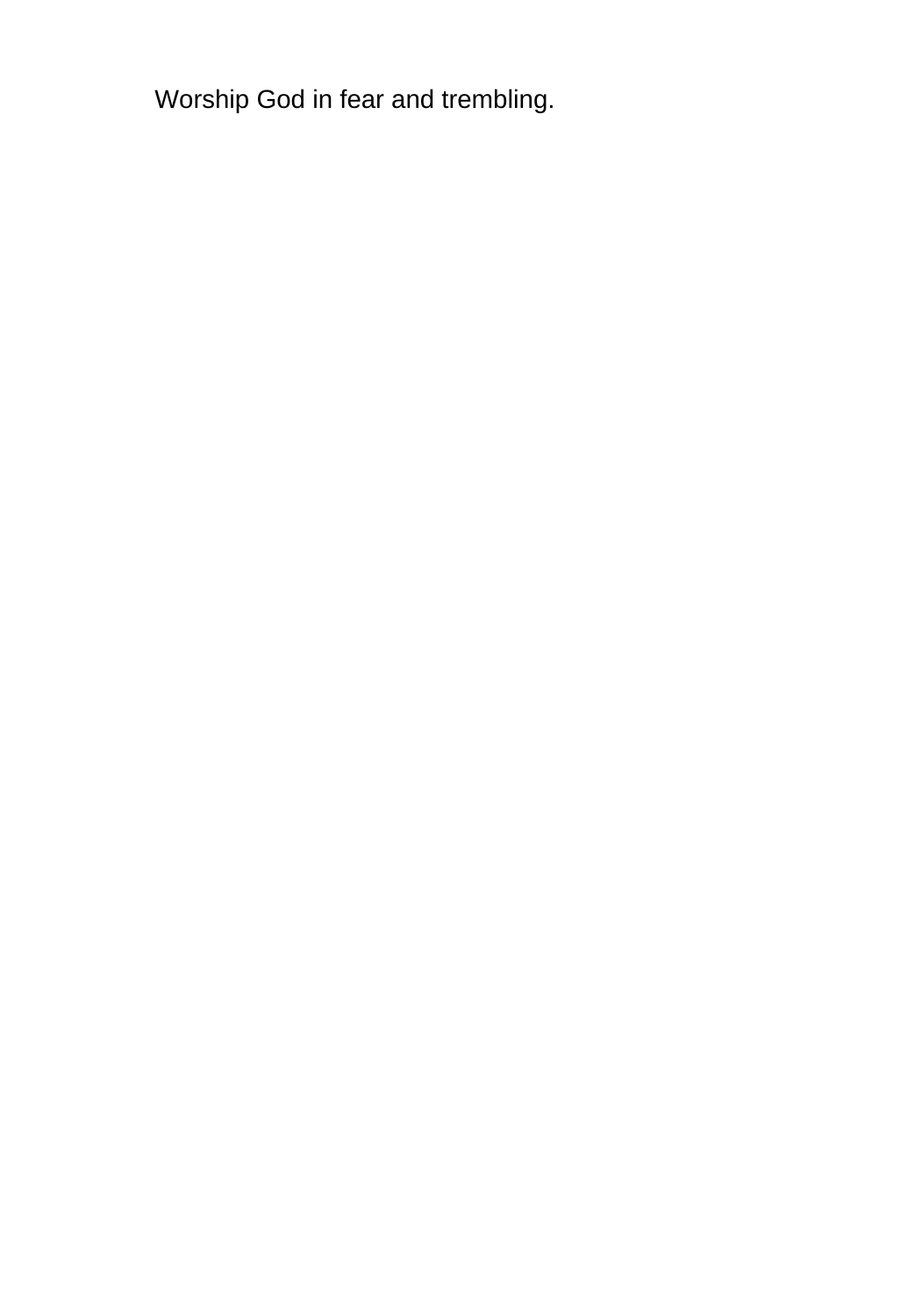Worship God in fear and trembling.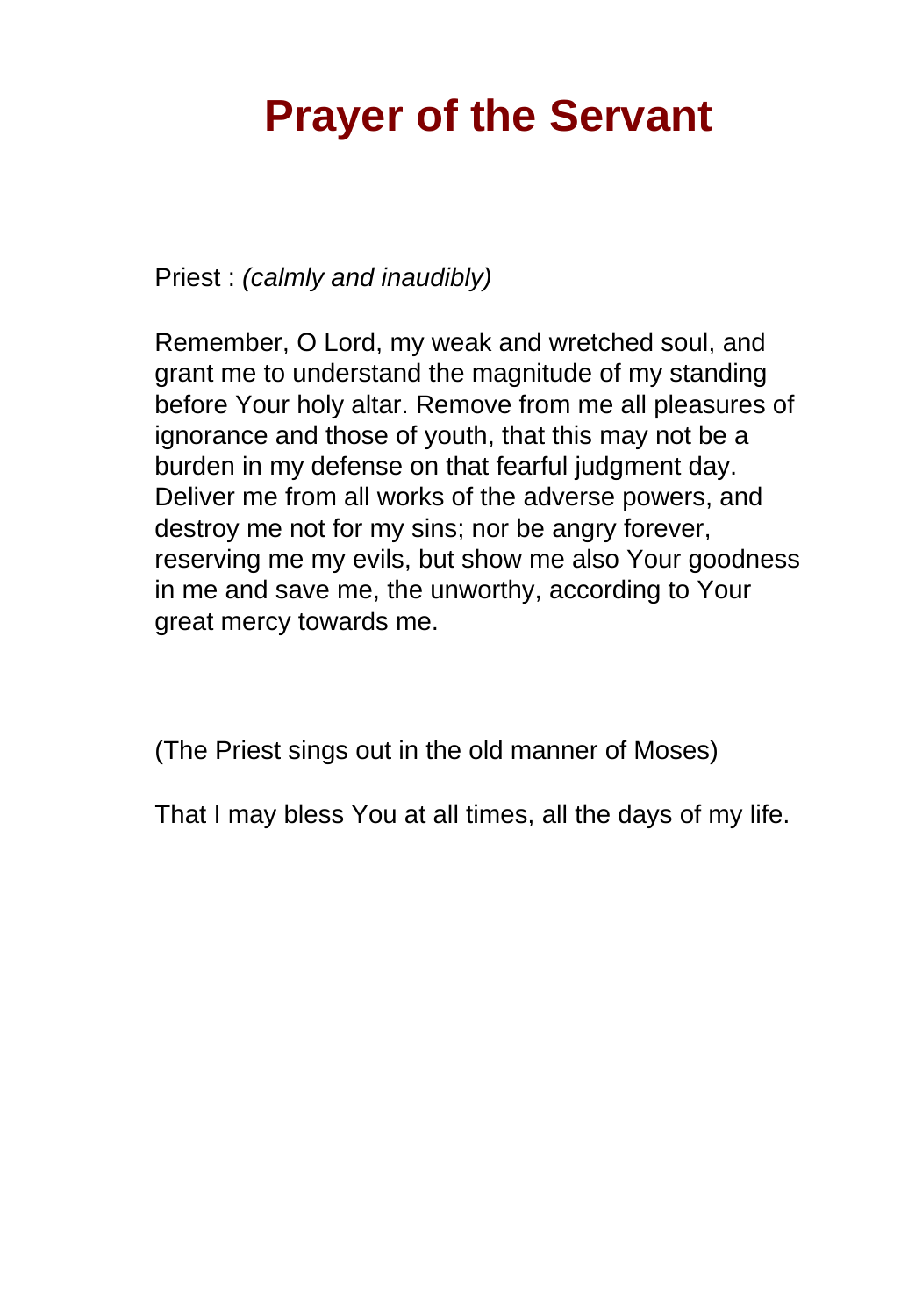# Prayer of the Servant

Priest : *(calmly and inaudibly)*

Remember, O Lord, my weak and wretched soul, and grant me to understand the magnitude of my standing before Your holy altar. Remove from me all pleasures of ignorance and those of youth, that this may not be a burden in my defense on that fearful judgment day. Deliver me from all works of the adverse powers, and destroy me not for my sins; nor be angry forever, reserving me my evils, but show me also Your goodness in me and save me, the unworthy, according to Your great mercy towards me.

(The Priest sings out in the old manner of Moses)

That I may bless You at all times, all the days of my life.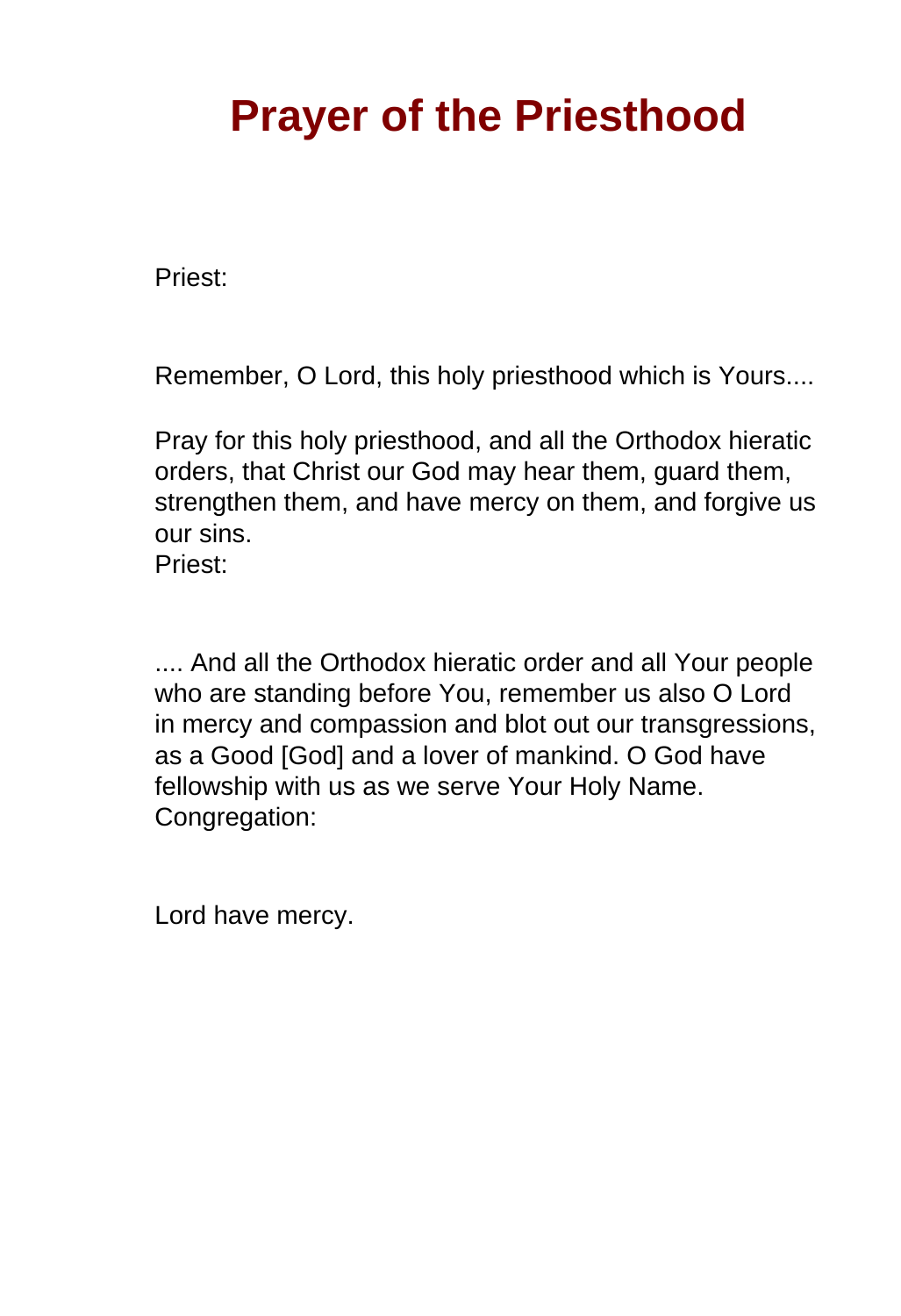# Prayer of the Priesthood

Priest:

Remember, O Lord, this holy priesthood which is Yours....

Pray for this holy priesthood, and all the Orthodox hieratic orders, that Christ our God may hear them, guard them, strengthen them, and have mercy on them, and forgive us our sins.
Priest:

.... And all the Orthodox hieratic order and all Your people who are standing before You, remember us also O Lord in mercy and compassion and blot out our transgressions, as a Good [God] and a lover of mankind. O God have fellowship with us as we serve Your Holy Name.
Congregation:

Lord have mercy.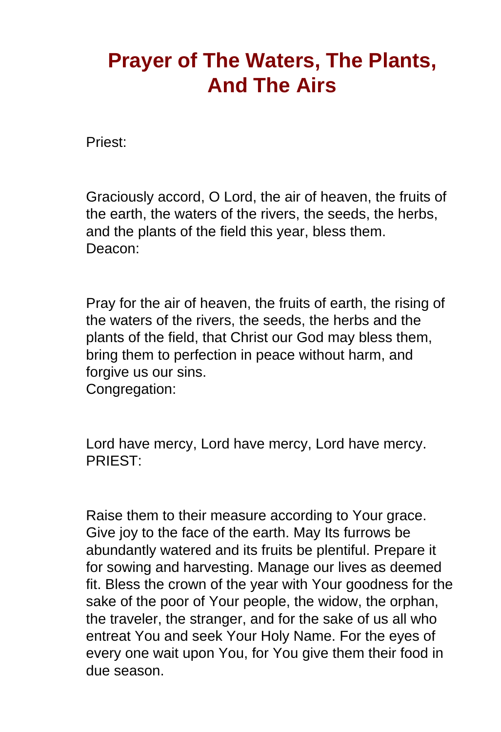# Prayer of The Waters, The Plants, And The Airs

Priest:

Graciously accord, O Lord, the air of heaven, the fruits of the earth, the waters of the rivers, the seeds, the herbs, and the plants of the field this year, bless them.

Deacon:

Pray for the air of heaven, the fruits of earth, the rising of the waters of the rivers, the seeds, the herbs and the plants of the field, that Christ our God may bless them, bring them to perfection in peace without harm, and forgive us our sins.

Congregation:

Lord have mercy, Lord have mercy, Lord have mercy.

PRIEST:

Raise them to their measure according to Your grace. Give joy to the face of the earth. May Its furrows be abundantly watered and its fruits be plentiful. Prepare it for sowing and harvesting. Manage our lives as deemed fit. Bless the crown of the year with Your goodness for the sake of the poor of Your people, the widow, the orphan, the traveler, the stranger, and for the sake of us all who entreat You and seek Your Holy Name. For the eyes of every one wait upon You, for You give them their food in due season.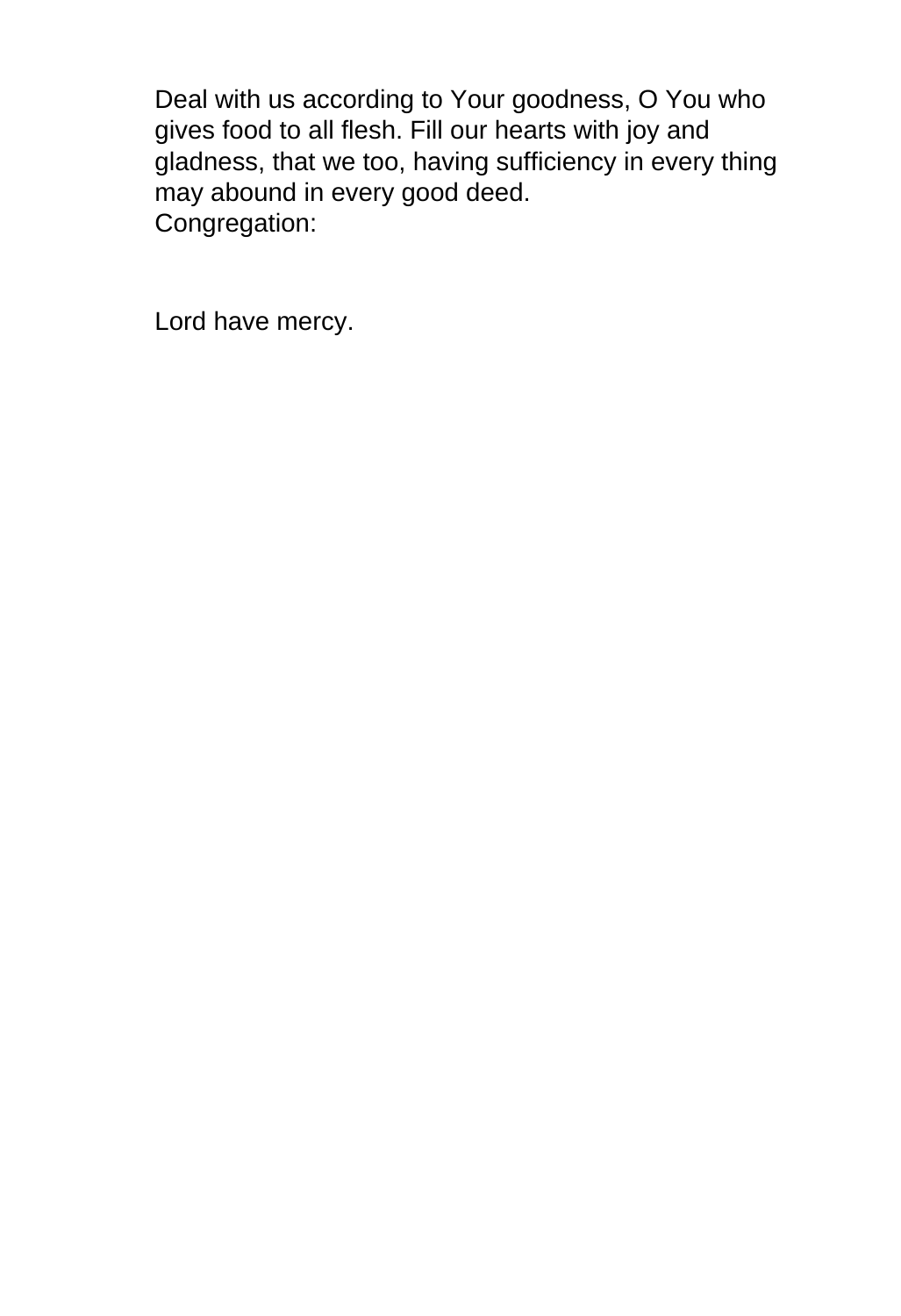Deal with us according to Your goodness, O You who gives food to all flesh. Fill our hearts with joy and gladness, that we too, having sufficiency in every thing may abound in every good deed.

Congregation:

Lord have mercy.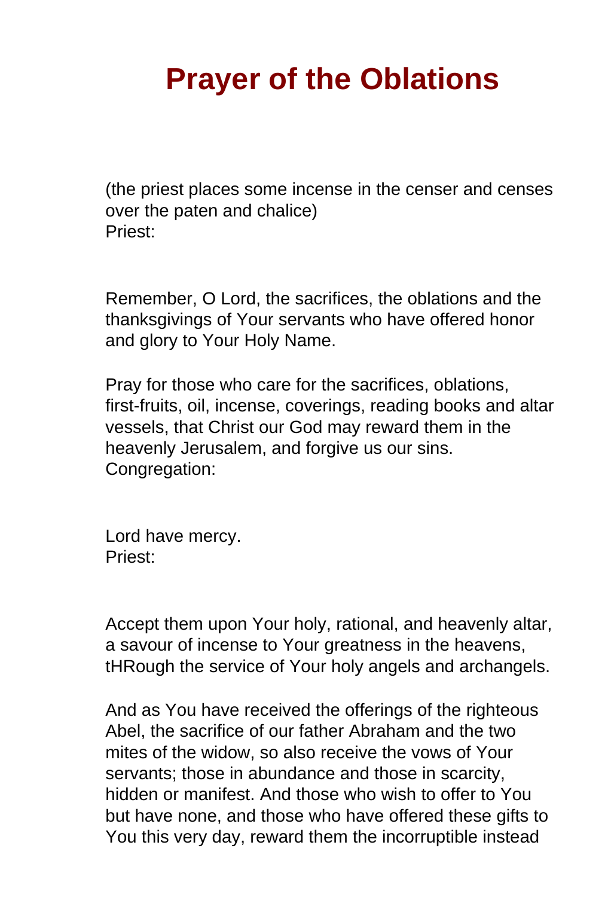# Prayer of the Oblations

(the priest places some incense in the censer and censes over the paten and chalice)
Priest:

Remember, O Lord, the sacrifices, the oblations and the thanksgivings of Your servants who have offered honor and glory to Your Holy Name.

Pray for those who care for the sacrifices, oblations, first-fruits, oil, incense, coverings, reading books and altar vessels, that Christ our God may reward them in the heavenly Jerusalem, and forgive us our sins.
Congregation:

Lord have mercy.
Priest:

Accept them upon Your holy, rational, and heavenly altar, a savour of incense to Your greatness in the heavens, tHRough the service of Your holy angels and archangels.

And as You have received the offerings of the righteous Abel, the sacrifice of our father Abraham and the two mites of the widow, so also receive the vows of Your servants; those in abundance and those in scarcity, hidden or manifest. And those who wish to offer to You but have none, and those who have offered these gifts to You this very day, reward them the incorruptible instead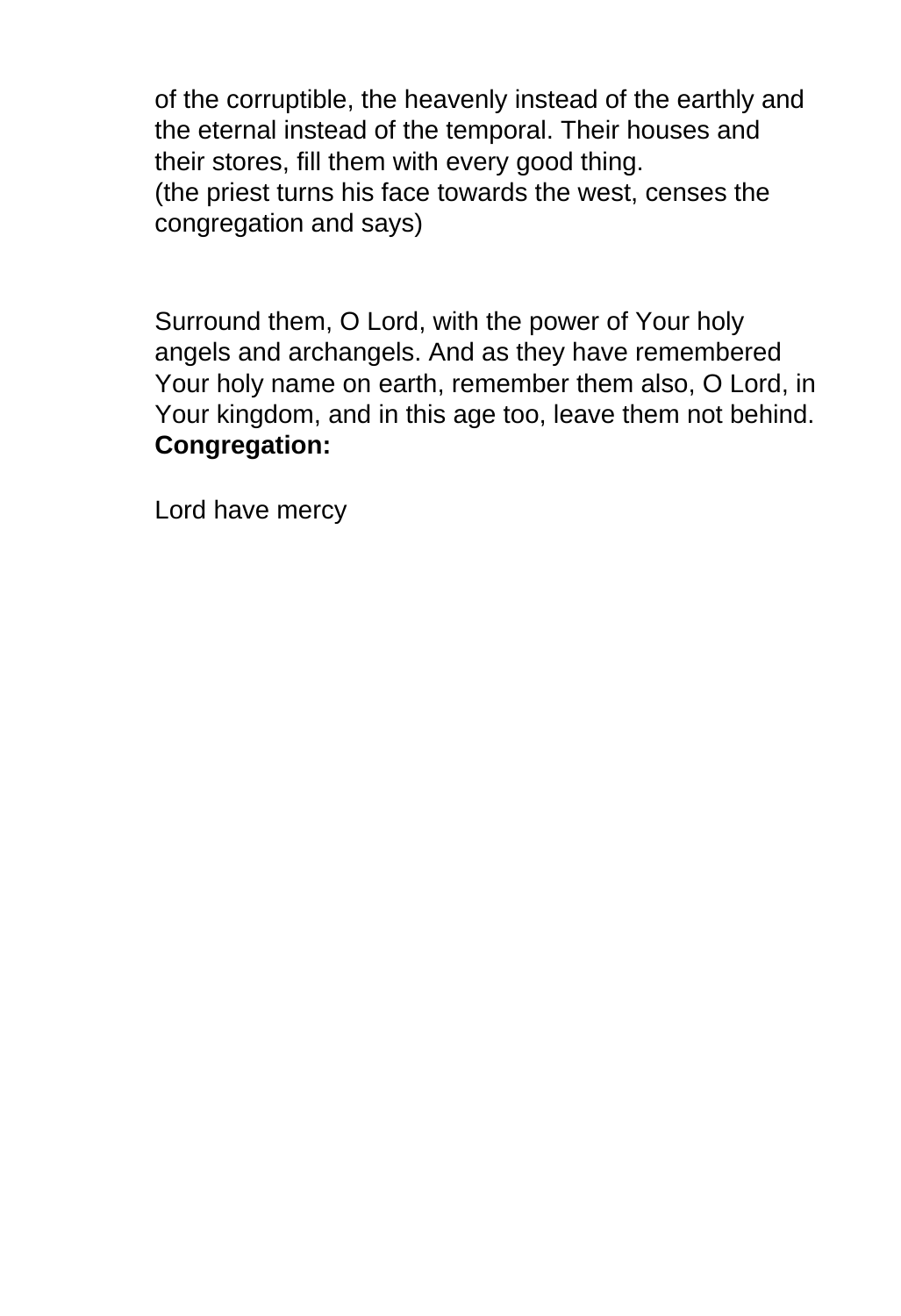of the corruptible, the heavenly instead of the earthly and the eternal instead of the temporal. Their houses and their stores, fill them with every good thing.
(the priest turns his face towards the west, censes the congregation and says)

Surround them, O Lord, with the power of Your holy angels and archangels. And as they have remembered Your holy name on earth, remember them also, O Lord, in Your kingdom, and in this age too, leave them not behind.
**Congregation:**

Lord have mercy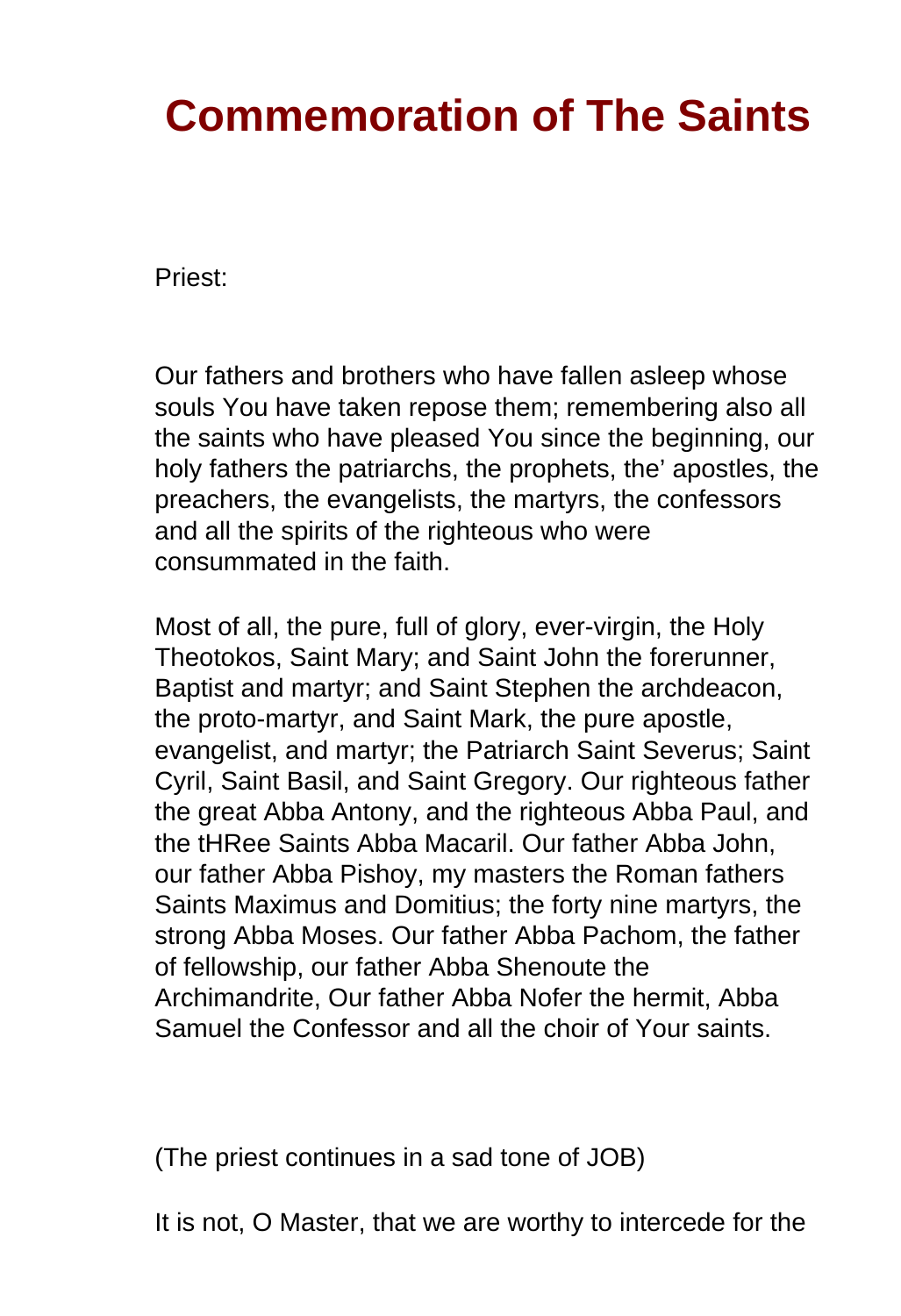# Commemoration of The Saints

Priest:

Our fathers and brothers who have fallen asleep whose souls You have taken repose them; remembering also all the saints who have pleased You since the beginning, our holy fathers the patriarchs, the prophets, the' apostles, the preachers, the evangelists, the martyrs, the confessors and all the spirits of the righteous who were consummated in the faith.

Most of all, the pure, full of glory, ever-virgin, the Holy Theotokos, Saint Mary; and Saint John the forerunner, Baptist and martyr; and Saint Stephen the archdeacon, the proto-martyr, and Saint Mark, the pure apostle, evangelist, and martyr; the Patriarch Saint Severus; Saint Cyril, Saint Basil, and Saint Gregory. Our righteous father the great Abba Antony, and the righteous Abba Paul, and the tHRee Saints Abba Macaril. Our father Abba John, our father Abba Pishoy, my masters the Roman fathers Saints Maximus and Domitius; the forty nine martyrs, the strong Abba Moses. Our father Abba Pachom, the father of fellowship, our father Abba Shenoute the Archimandrite, Our father Abba Nofer the hermit, Abba Samuel the Confessor and all the choir of Your saints.

(The priest continues in a sad tone of JOB)

It is not, O Master, that we are worthy to intercede for the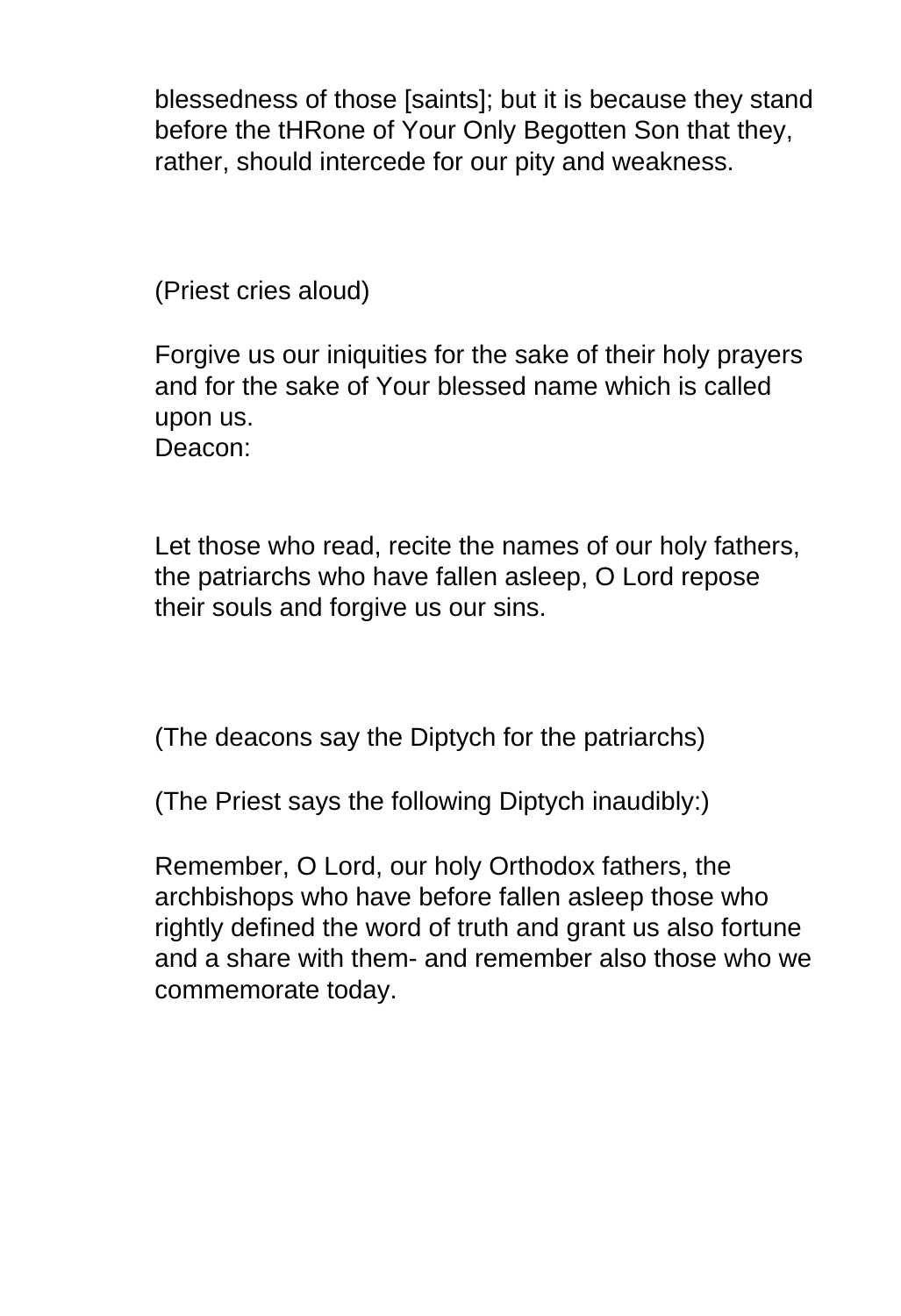blessedness of those [saints]; but it is because they stand before the tHRone of Your Only Begotten Son that they, rather, should intercede for our pity and weakness.

(Priest cries aloud)

Forgive us our iniquities for the sake of their holy prayers and for the sake of Your blessed name which is called upon us.
Deacon:

Let those who read, recite the names of our holy fathers, the patriarchs who have fallen asleep, O Lord repose their souls and forgive us our sins.

(The deacons say the Diptych for the patriarchs)

(The Priest says the following Diptych inaudibly:)

Remember, O Lord, our holy Orthodox fathers, the archbishops who have before fallen asleep those who rightly defined the word of truth and grant us also fortune and a share with them- and remember also those who we commemorate today.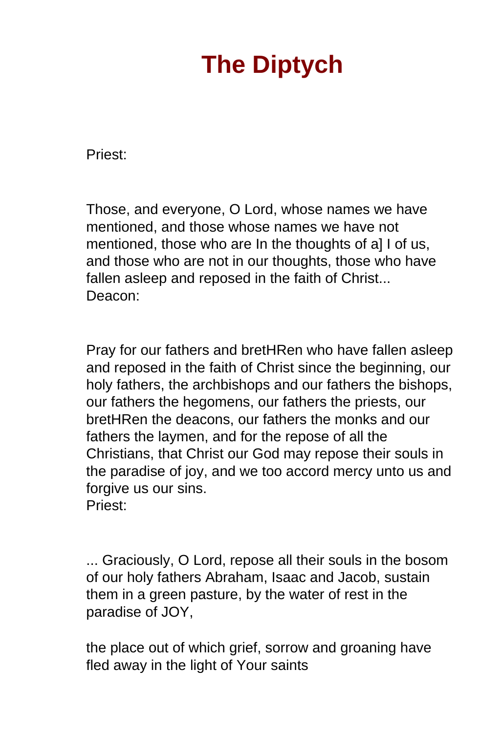# The Diptych

Priest:

Those, and everyone, O Lord, whose names we have mentioned, and those whose names we have not mentioned, those who are In the thoughts of a] I of us, and those who are not in our thoughts, those who have fallen asleep and reposed in the faith of Christ...
Deacon:

Pray for our fathers and bretHRen who have fallen asleep and reposed in the faith of Christ since the beginning, our holy fathers, the archbishops and our fathers the bishops, our fathers the hegomens, our fathers the priests, our bretHRen the deacons, our fathers the monks and our fathers the laymen, and for the repose of all the Christians, that Christ our God may repose their souls in the paradise of joy, and we too accord mercy unto us and forgive us our sins.
Priest:

... Graciously, O Lord, repose all their souls in the bosom of our holy fathers Abraham, Isaac and Jacob, sustain them in a green pasture, by the water of rest in the paradise of JOY,

the place out of which grief, sorrow and groaning have fled away in the light of Your saints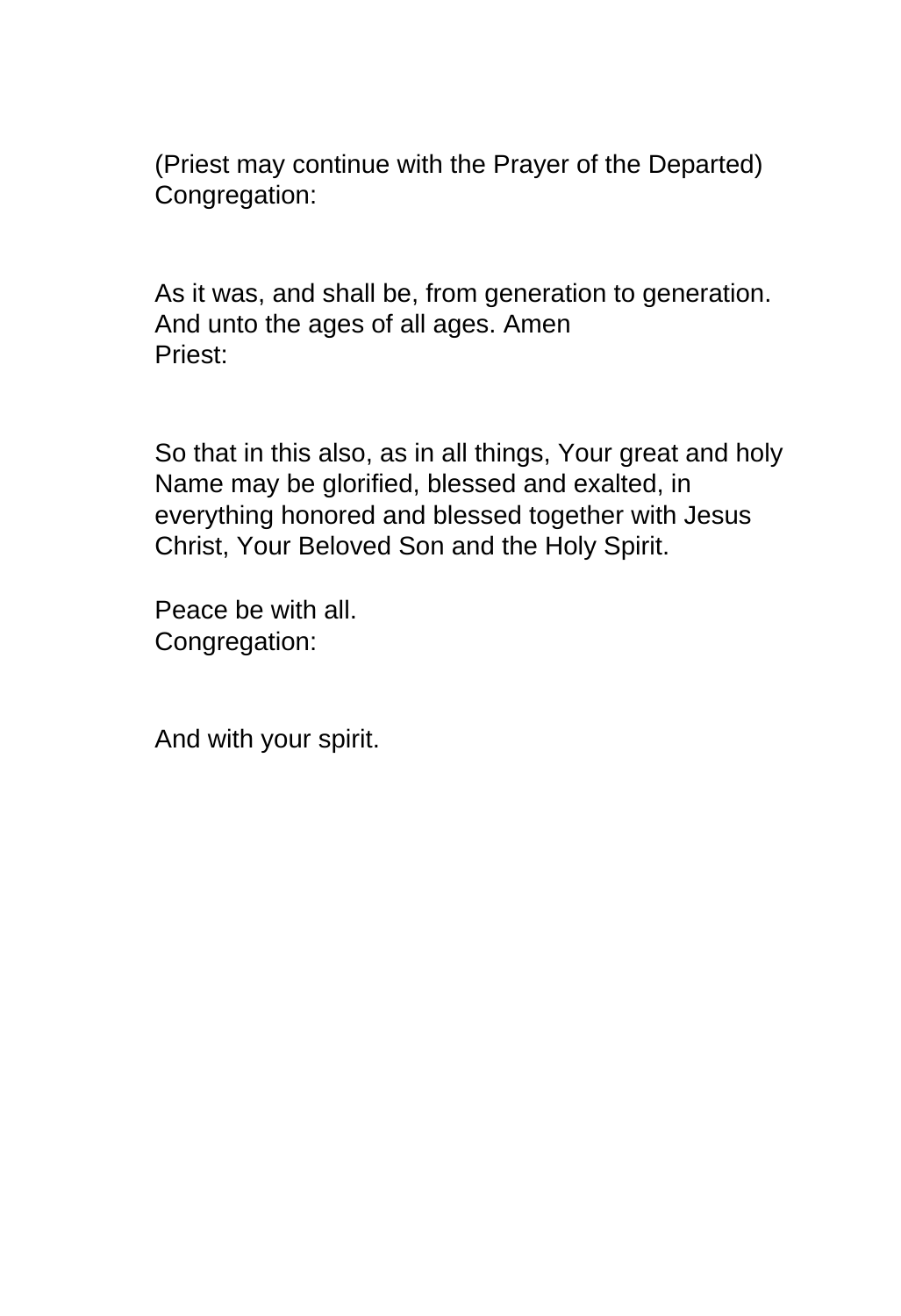(Priest may continue with the Prayer of the Departed)
Congregation:

As it was, and shall be, from generation to generation.
And unto the ages of all ages. Amen
Priest:

So that in this also, as in all things, Your great and holy Name may be glorified, blessed and exalted, in everything honored and blessed together with Jesus Christ, Your Beloved Son and the Holy Spirit.

Peace be with all.
Congregation:

And with your spirit.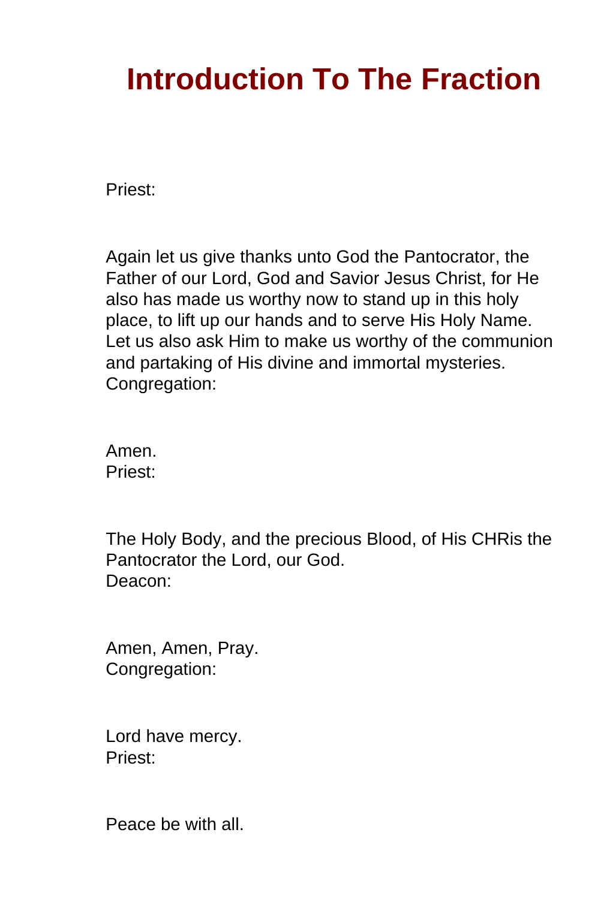# Introduction To The Fraction

Priest:

Again let us give thanks unto God the Pantocrator, the Father of our Lord, God and Savior Jesus Christ, for He also has made us worthy now to stand up in this holy place, to lift up our hands and to serve His Holy Name. Let us also ask Him to make us worthy of the communion and partaking of His divine and immortal mysteries.
Congregation:

Amen.
Priest:

The Holy Body, and the precious Blood, of His CHRis the Pantocrator the Lord, our God.
Deacon:

Amen, Amen, Pray.
Congregation:

Lord have mercy.
Priest:

Peace be with all.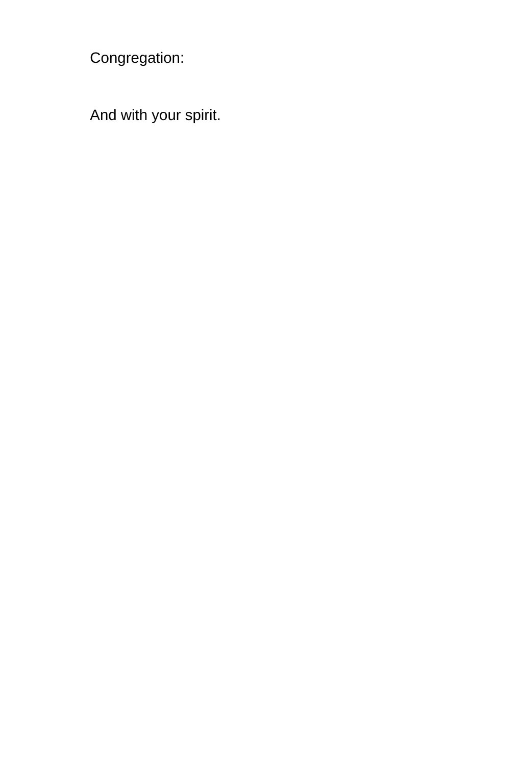Congregation:

And with your spirit.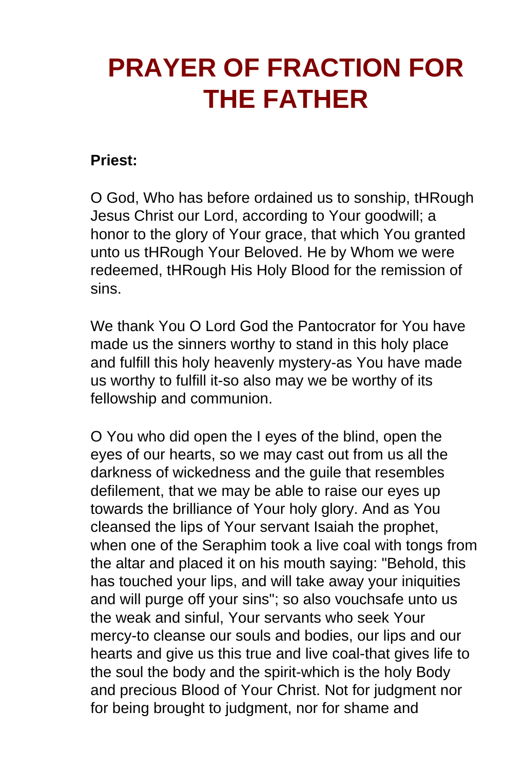# PRAYER OF FRACTION FOR THE FATHER

**Priest:**

O God, Who has before ordained us to sonship, tHRough Jesus Christ our Lord, according to Your goodwill; a honor to the glory of Your grace, that which You granted unto us tHRough Your Beloved. He by Whom we were redeemed, tHRough His Holy Blood for the remission of sins.

We thank You O Lord God the Pantocrator for You have made us the sinners worthy to stand in this holy place and fulfill this holy heavenly mystery-as You have made us worthy to fulfill it-so also may we be worthy of its fellowship and communion.

O You who did open the I eyes of the blind, open the eyes of our hearts, so we may cast out from us all the darkness of wickedness and the guile that resembles defilement, that we may be able to raise our eyes up towards the brilliance of Your holy glory. And as You cleansed the lips of Your servant Isaiah the prophet, when one of the Seraphim took a live coal with tongs from the altar and placed it on his mouth saying: "Behold, this has touched your lips, and will take away your iniquities and will purge off your sins"; so also vouchsafe unto us the weak and sinful, Your servants who seek Your mercy-to cleanse our souls and bodies, our lips and our hearts and give us this true and live coal-that gives life to the soul the body and the spirit-which is the holy Body and precious Blood of Your Christ. Not for judgment nor for being brought to judgment, nor for shame and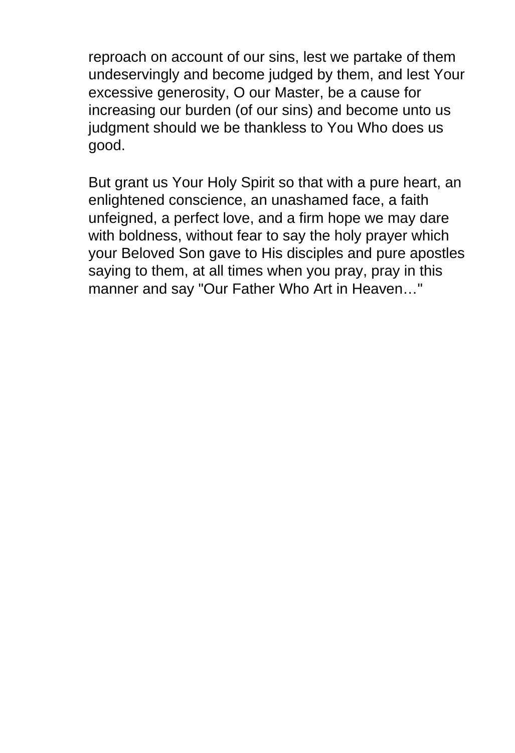reproach on account of our sins, lest we partake of them undeservingly and become judged by them, and lest Your excessive generosity, O our Master, be a cause for increasing our burden (of our sins) and become unto us judgment should we be thankless to You Who does us good.

But grant us Your Holy Spirit so that with a pure heart, an enlightened conscience, an unashamed face, a faith unfeigned, a perfect love, and a firm hope we may dare with boldness, without fear to say the holy prayer which your Beloved Son gave to His disciples and pure apostles saying to them, at all times when you pray, pray in this manner and say "Our Father Who Art in Heaven…"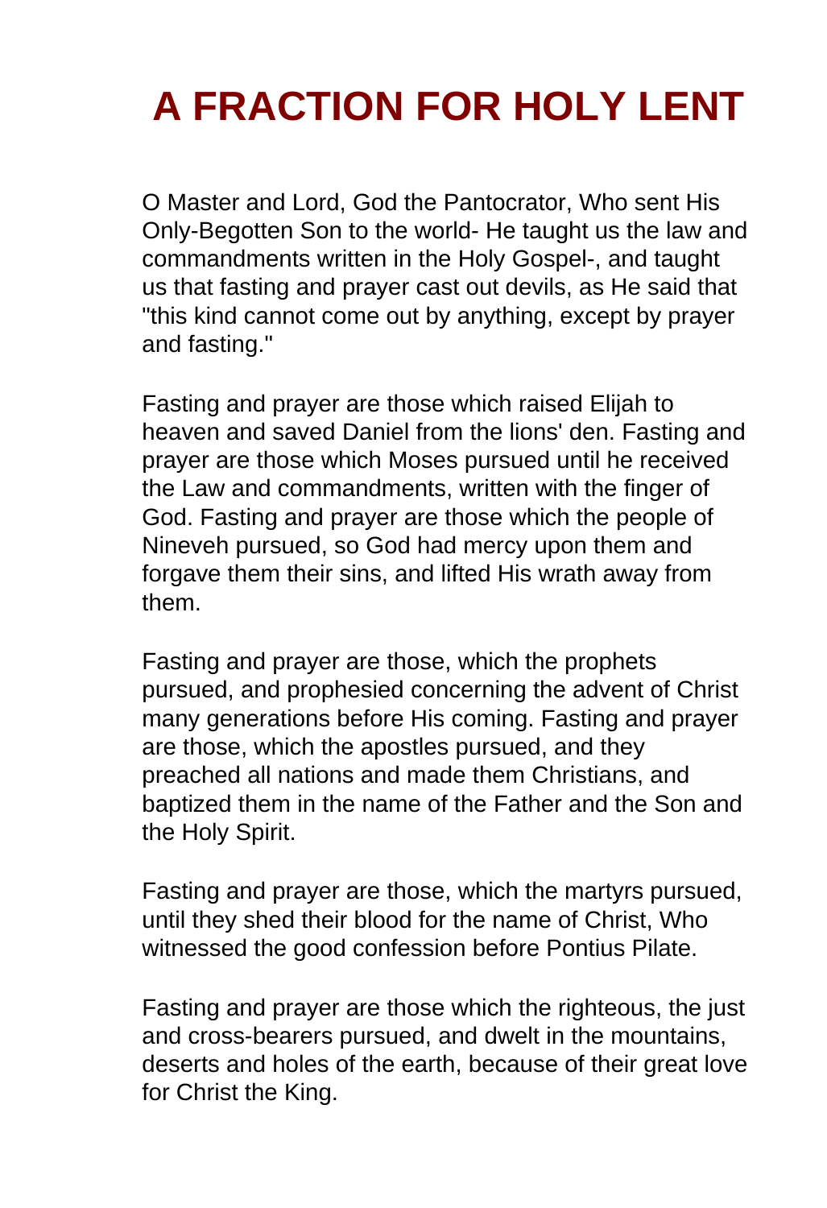# A FRACTION FOR HOLY LENT

O Master and Lord, God the Pantocrator, Who sent His Only-Begotten Son to the world- He taught us the law and commandments written in the Holy Gospel-, and taught us that fasting and prayer cast out devils, as He said that "this kind cannot come out by anything, except by prayer and fasting."

Fasting and prayer are those which raised Elijah to heaven and saved Daniel from the lions' den. Fasting and prayer are those which Moses pursued until he received the Law and commandments, written with the finger of God. Fasting and prayer are those which the people of Nineveh pursued, so God had mercy upon them and forgave them their sins, and lifted His wrath away from them.

Fasting and prayer are those, which the prophets pursued, and prophesied concerning the advent of Christ many generations before His coming. Fasting and prayer are those, which the apostles pursued, and they preached all nations and made them Christians, and baptized them in the name of the Father and the Son and the Holy Spirit.

Fasting and prayer are those, which the martyrs pursued, until they shed their blood for the name of Christ, Who witnessed the good confession before Pontius Pilate.

Fasting and prayer are those which the righteous, the just and cross-bearers pursued, and dwelt in the mountains, deserts and holes of the earth, because of their great love for Christ the King.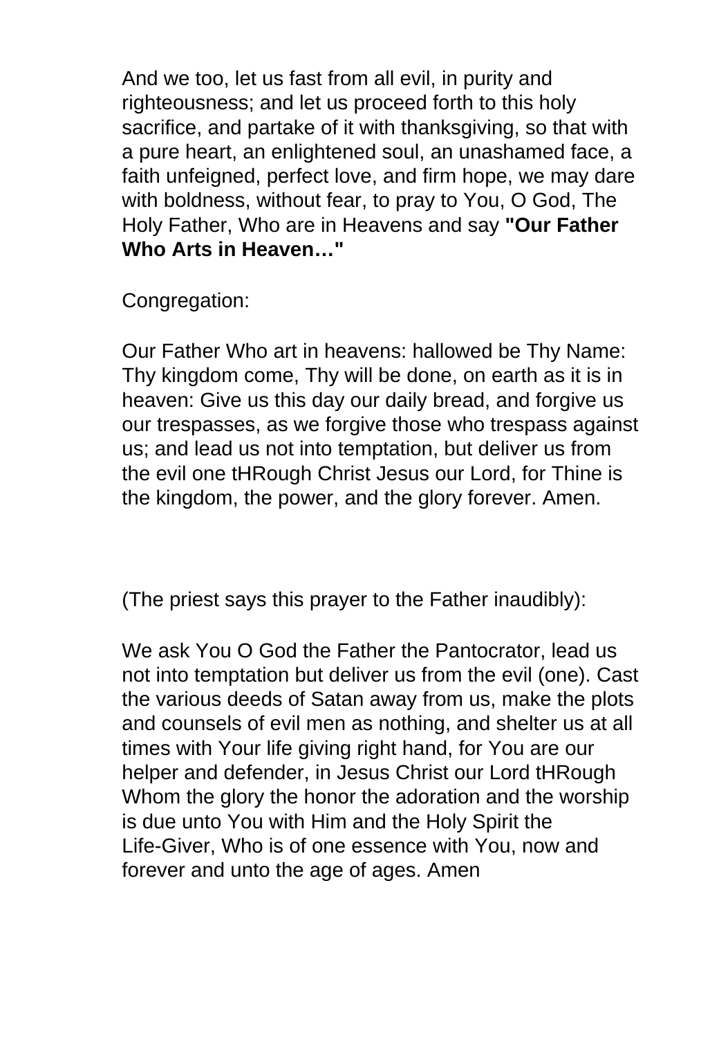And we too, let us fast from all evil, in purity and righteousness; and let us proceed forth to this holy sacrifice, and partake of it with thanksgiving, so that with a pure heart, an enlightened soul, an unashamed face, a faith unfeigned, perfect love, and firm hope, we may dare with boldness, without fear, to pray to You, O God, The Holy Father, Who are in Heavens and say **"Our Father Who Arts in Heaven…"**

Congregation:

Our Father Who art in heavens: hallowed be Thy Name: Thy kingdom come, Thy will be done, on earth as it is in heaven: Give us this day our daily bread, and forgive us our trespasses, as we forgive those who trespass against us; and lead us not into temptation, but deliver us from the evil one tHRough Christ Jesus our Lord, for Thine is the kingdom, the power, and the glory forever. Amen.

(The priest says this prayer to the Father inaudibly):

We ask You O God the Father the Pantocrator, lead us not into temptation but deliver us from the evil (one). Cast the various deeds of Satan away from us, make the plots and counsels of evil men as nothing, and shelter us at all times with Your life giving right hand, for You are our helper and defender, in Jesus Christ our Lord tHRough Whom the glory the honor the adoration and the worship is due unto You with Him and the Holy Spirit the Life-Giver, Who is of one essence with You, now and forever and unto the age of ages. Amen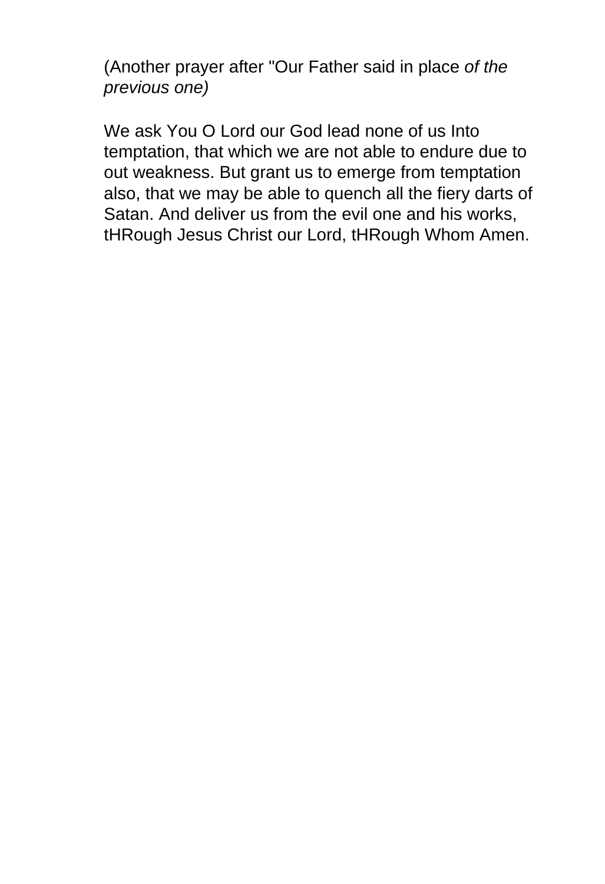(Another prayer after "Our Father said in place *of the previous one)*

We ask You O Lord our God lead none of us Into temptation, that which we are not able to endure due to out weakness. But grant us to emerge from temptation also, that we may be able to quench all the fiery darts of Satan. And deliver us from the evil one and his works, tHRough Jesus Christ our Lord, tHRough Whom Amen.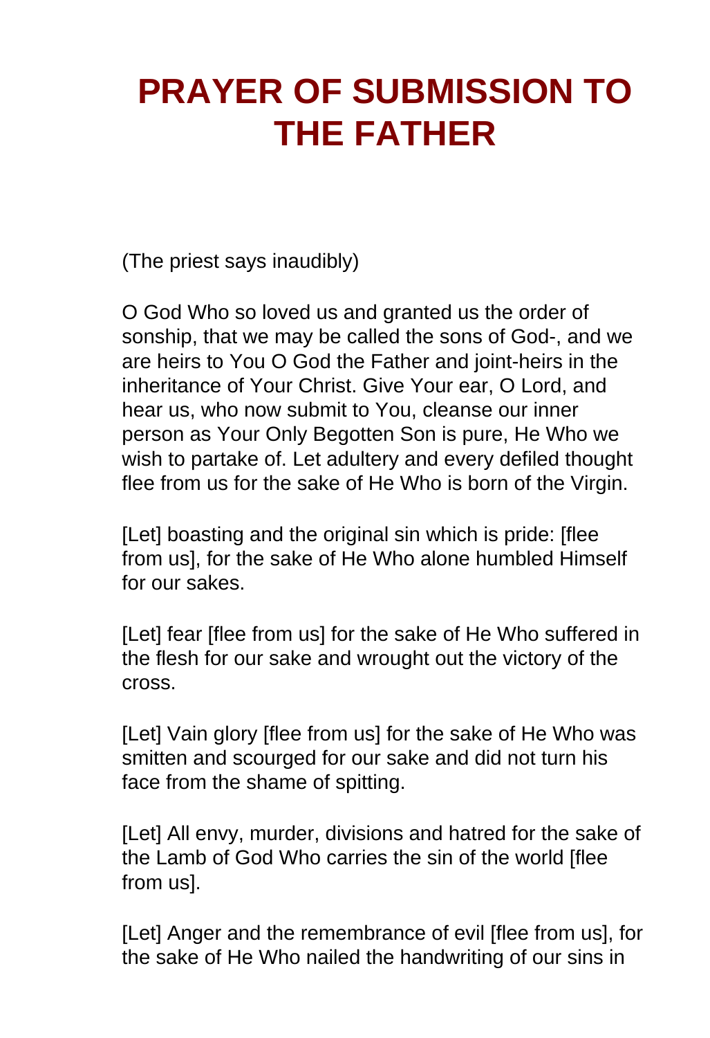# PRAYER OF SUBMISSION TO THE FATHER

(The priest says inaudibly)

O God Who so loved us and granted us the order of sonship, that we may be called the sons of God-, and we are heirs to You O God the Father and joint-heirs in the inheritance of Your Christ. Give Your ear, O Lord, and hear us, who now submit to You, cleanse our inner person as Your Only Begotten Son is pure, He Who we wish to partake of. Let adultery and every defiled thought flee from us for the sake of He Who is born of the Virgin.

[Let] boasting and the original sin which is pride: [flee from us], for the sake of He Who alone humbled Himself for our sakes.

[Let] fear [flee from us] for the sake of He Who suffered in the flesh for our sake and wrought out the victory of the cross.

[Let] Vain glory [flee from us] for the sake of He Who was smitten and scourged for our sake and did not turn his face from the shame of spitting.

[Let] All envy, murder, divisions and hatred for the sake of the Lamb of God Who carries the sin of the world [flee from us].

[Let] Anger and the remembrance of evil [flee from us], for the sake of He Who nailed the handwriting of our sins in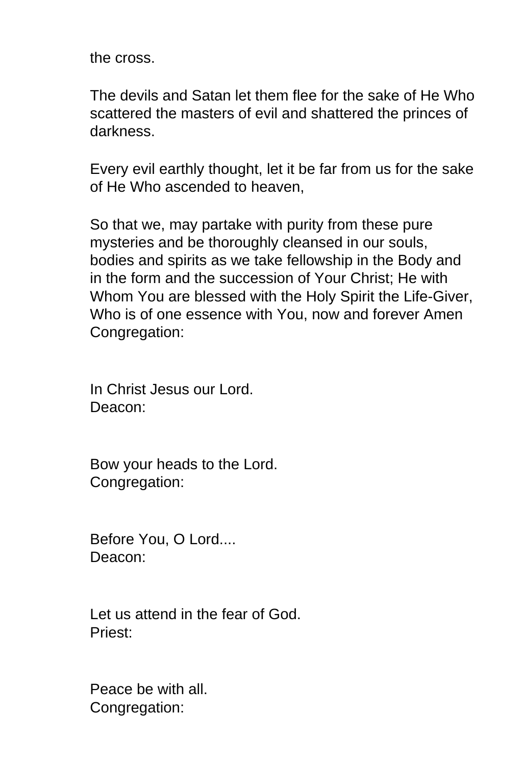the cross.

The devils and Satan let them flee for the sake of He Who scattered the masters of evil and shattered the princes of darkness.

Every evil earthly thought, let it be far from us for the sake of He Who ascended to heaven,

So that we, may partake with purity from these pure mysteries and be thoroughly cleansed in our souls, bodies and spirits as we take fellowship in the Body and in the form and the succession of Your Christ; He with Whom You are blessed with the Holy Spirit the Life-Giver, Who is of one essence with You, now and forever Amen
Congregation:

In Christ Jesus our Lord.
Deacon:

Bow your heads to the Lord.
Congregation:

Before You, O Lord....
Deacon:

Let us attend in the fear of God.
Priest:

Peace be with all.
Congregation: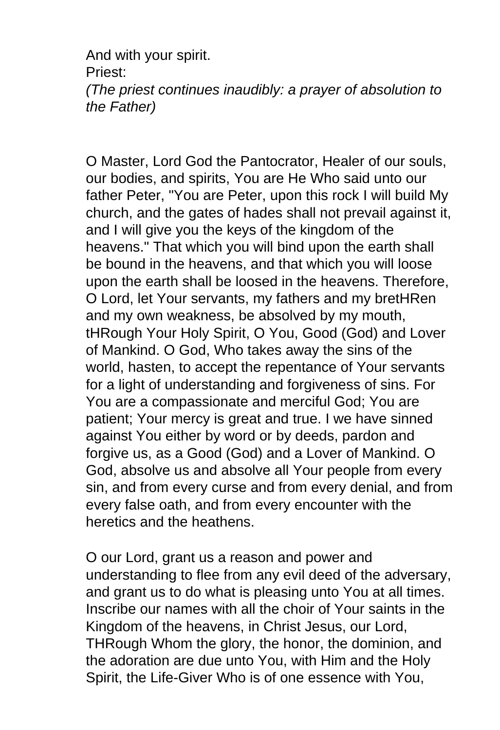And with your spirit.
Priest:
*(The priest continues inaudibly: a prayer of absolution to the Father)*

O Master, Lord God the Pantocrator, Healer of our souls, our bodies, and spirits, You are He Who said unto our father Peter, "You are Peter, upon this rock I will build My church, and the gates of hades shall not prevail against it, and I will give you the keys of the kingdom of the heavens." That which you will bind upon the earth shall be bound in the heavens, and that which you will loose upon the earth shall be loosed in the heavens. Therefore, O Lord, let Your servants, my fathers and my bretHRen and my own weakness, be absolved by my mouth, tHRough Your Holy Spirit, O You, Good (God) and Lover of Mankind. O God, Who takes away the sins of the world, hasten, to accept the repentance of Your servants for a light of understanding and forgiveness of sins. For You are a compassionate and merciful God; You are patient; Your mercy is great and true. I we have sinned against You either by word or by deeds, pardon and forgive us, as a Good (God) and a Lover of Mankind. O God, absolve us and absolve all Your people from every sin, and from every curse and from every denial, and from every false oath, and from every encounter with the heretics and the heathens.

O our Lord, grant us a reason and power and understanding to flee from any evil deed of the adversary, and grant us to do what is pleasing unto You at all times. Inscribe our names with all the choir of Your saints in the Kingdom of the heavens, in Christ Jesus, our Lord, THRough Whom the glory, the honor, the dominion, and the adoration are due unto You, with Him and the Holy Spirit, the Life-Giver Who is of one essence with You,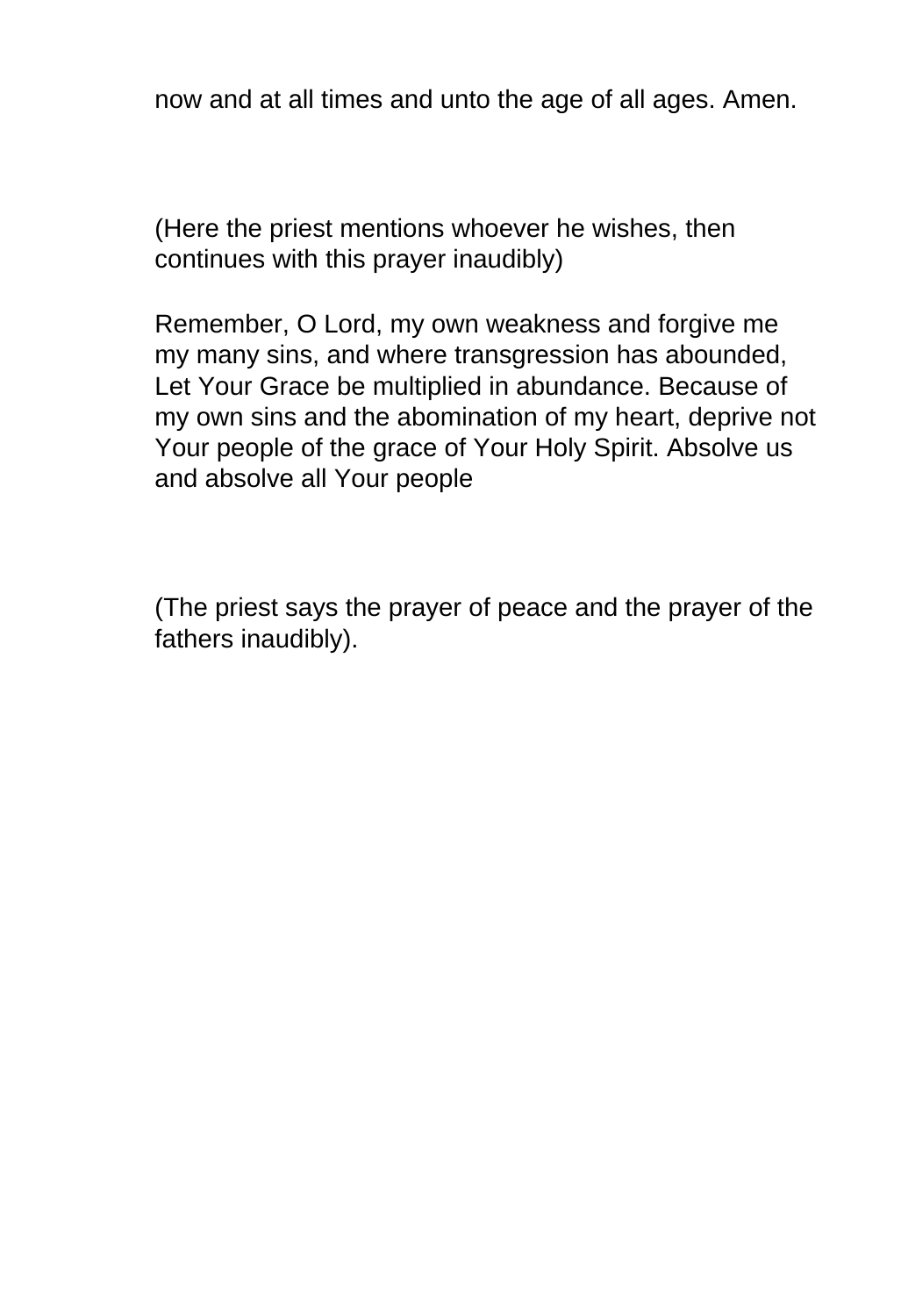now and at all times and unto the age of all ages. Amen.

(Here the priest mentions whoever he wishes, then continues with this prayer inaudibly)

Remember, O Lord, my own weakness and forgive me my many sins, and where transgression has abounded, Let Your Grace be multiplied in abundance. Because of my own sins and the abomination of my heart, deprive not Your people of the grace of Your Holy Spirit. Absolve us and absolve all Your people

(The priest says the prayer of peace and the prayer of the fathers inaudibly).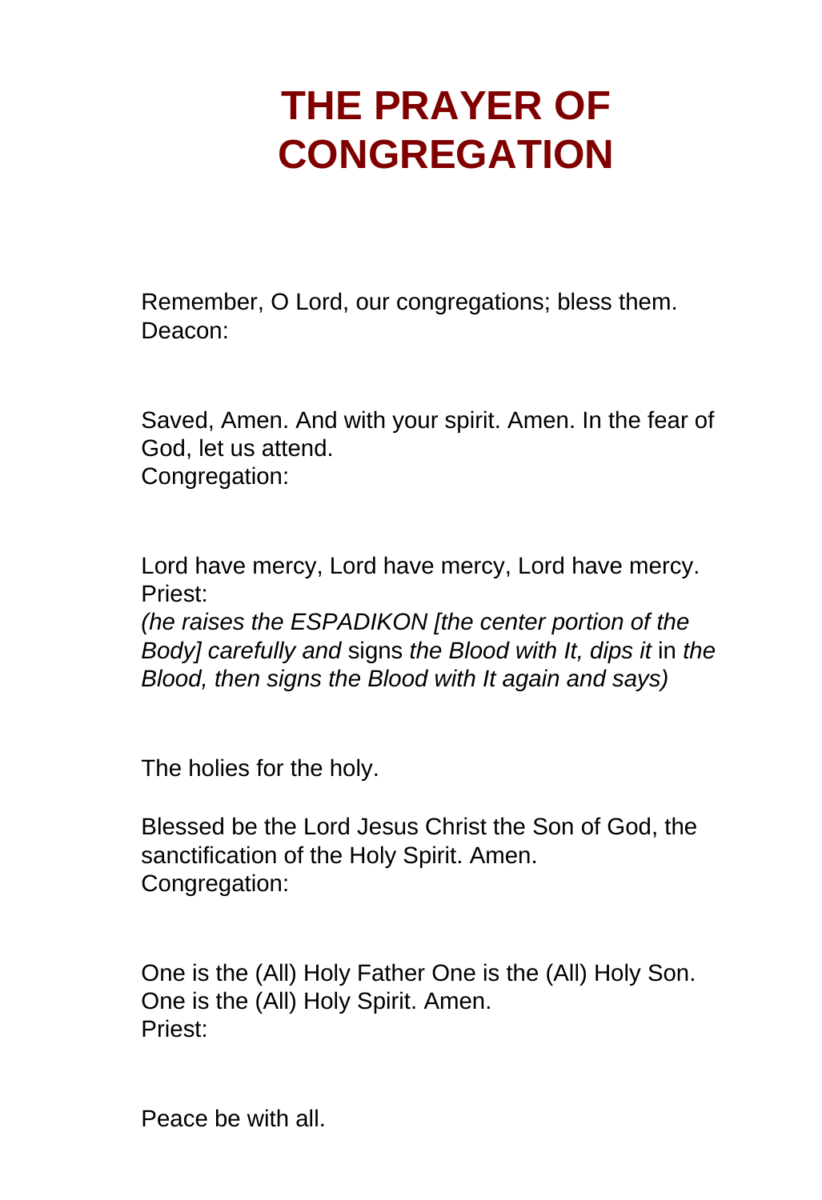# THE PRAYER OF CONGREGATION

Remember, O Lord, our congregations; bless them.
Deacon:

Saved, Amen. And with your spirit. Amen. In the fear of God, let us attend.
Congregation:

Lord have mercy, Lord have mercy, Lord have mercy.
Priest:
*(he raises the ESPADIKON [the center portion of the Body] carefully and* signs *the Blood with It, dips it* in *the Blood, then signs the Blood with It again and says)*

The holies for the holy.

Blessed be the Lord Jesus Christ the Son of God, the sanctification of the Holy Spirit. Amen.
Congregation:

One is the (All) Holy Father One is the (All) Holy Son. One is the (All) Holy Spirit. Amen.
Priest:

Peace be with all.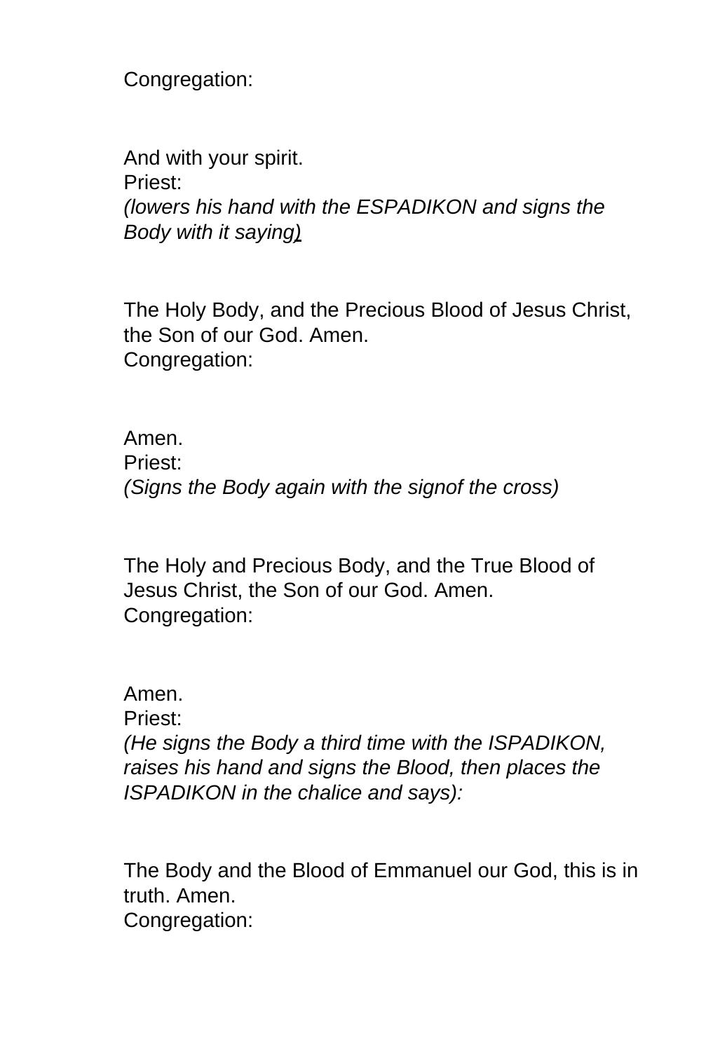Congregation:

And with your spirit.
Priest:
*(lowers his hand with the ESPADIKON and signs the Body with it saying)*

The Holy Body, and the Precious Blood of Jesus Christ, the Son of our God. Amen.
Congregation:

Amen.
Priest:
*(Signs the Body again with the signof the cross)*

The Holy and Precious Body, and the True Blood of Jesus Christ, the Son of our God. Amen.
Congregation:

Amen.
Priest:
*(He signs the Body a third time with the ISPADIKON, raises his hand and signs the Blood, then places the ISPADIKON in the chalice and says):*

The Body and the Blood of Emmanuel our God, this is in truth. Amen.
Congregation: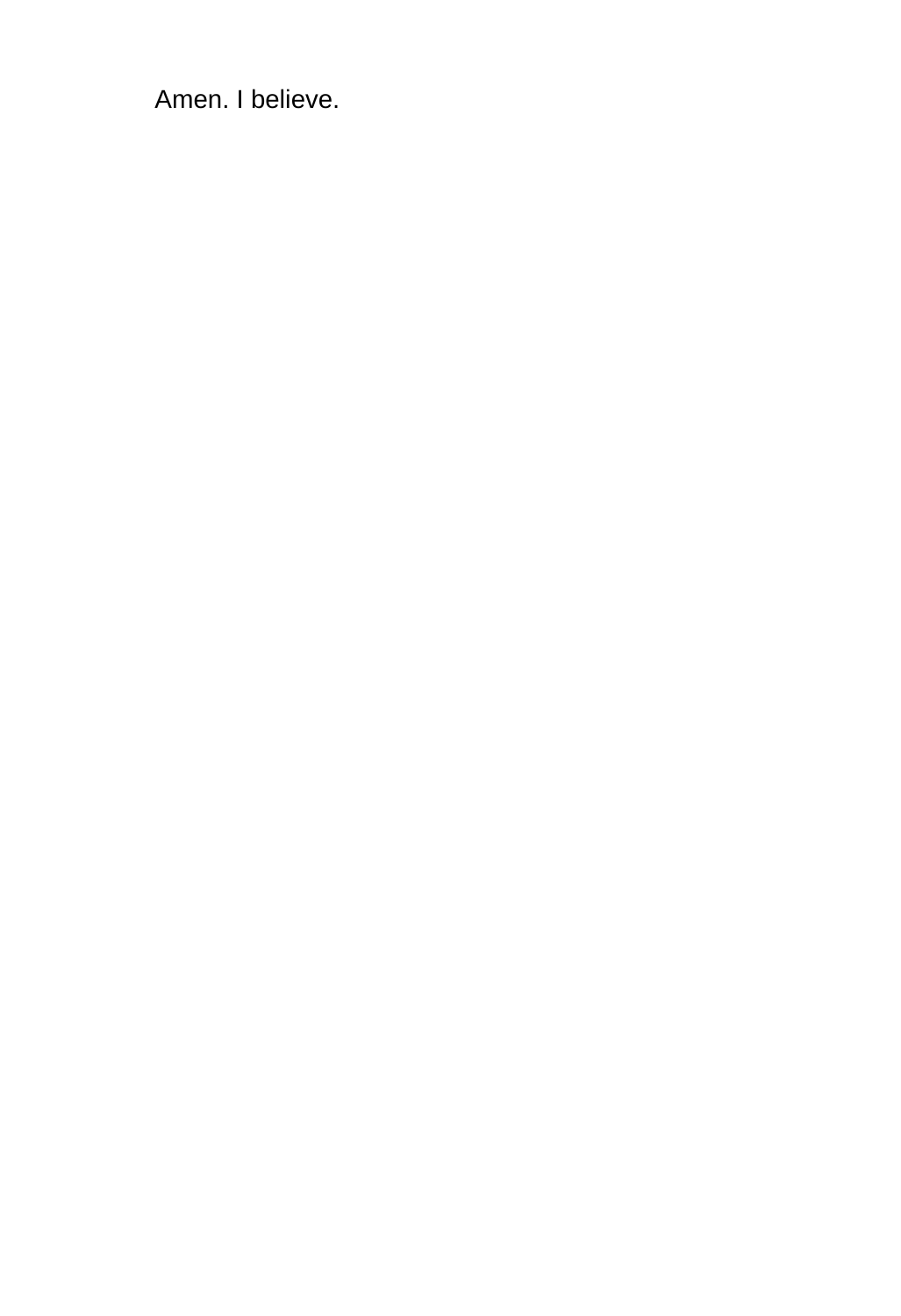Amen. I believe.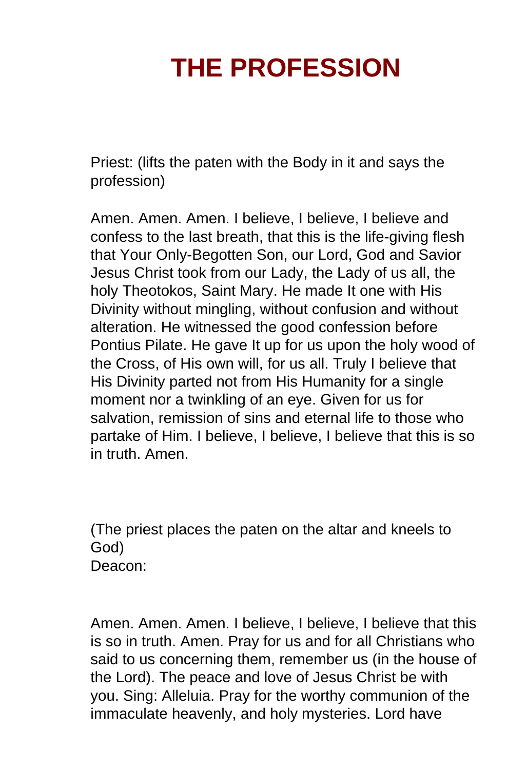# THE PROFESSION

Priest: (lifts the paten with the Body in it and says the profession)

Amen. Amen. Amen. I believe, I believe, I believe and confess to the last breath, that this is the life-giving flesh that Your Only-Begotten Son, our Lord, God and Savior Jesus Christ took from our Lady, the Lady of us all, the holy Theotokos, Saint Mary. He made It one with His Divinity without mingling, without confusion and without alteration. He witnessed the good confession before Pontius Pilate. He gave It up for us upon the holy wood of the Cross, of His own will, for us all. Truly I believe that His Divinity parted not from His Humanity for a single moment nor a twinkling of an eye. Given for us for salvation, remission of sins and eternal life to those who partake of Him. I believe, I believe, I believe that this is so in truth. Amen.

(The priest places the paten on the altar and kneels to God)
Deacon:

Amen. Amen. Amen. I believe, I believe, I believe that this is so in truth. Amen. Pray for us and for all Christians who said to us concerning them, remember us (in the house of the Lord). The peace and love of Jesus Christ be with you. Sing: Alleluia. Pray for the worthy communion of the immaculate heavenly, and holy mysteries. Lord have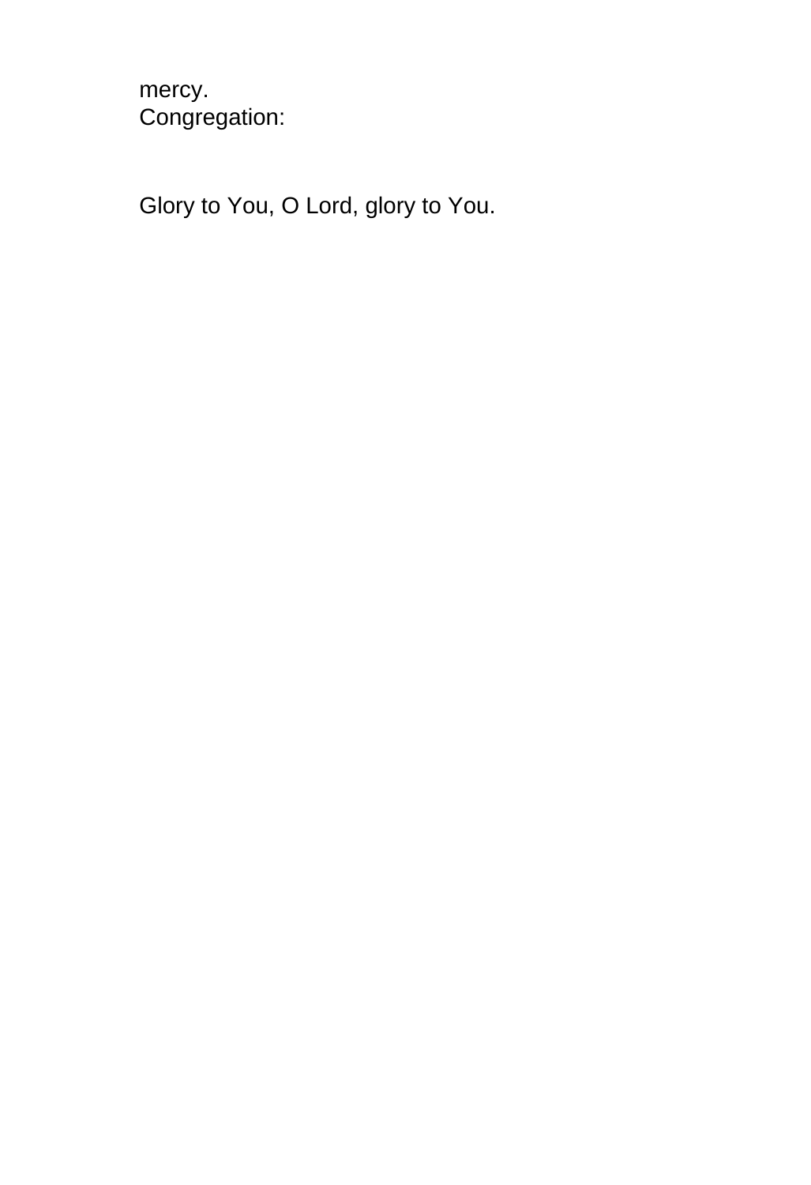mercy.
Congregation:

Glory to You, O Lord, glory to You.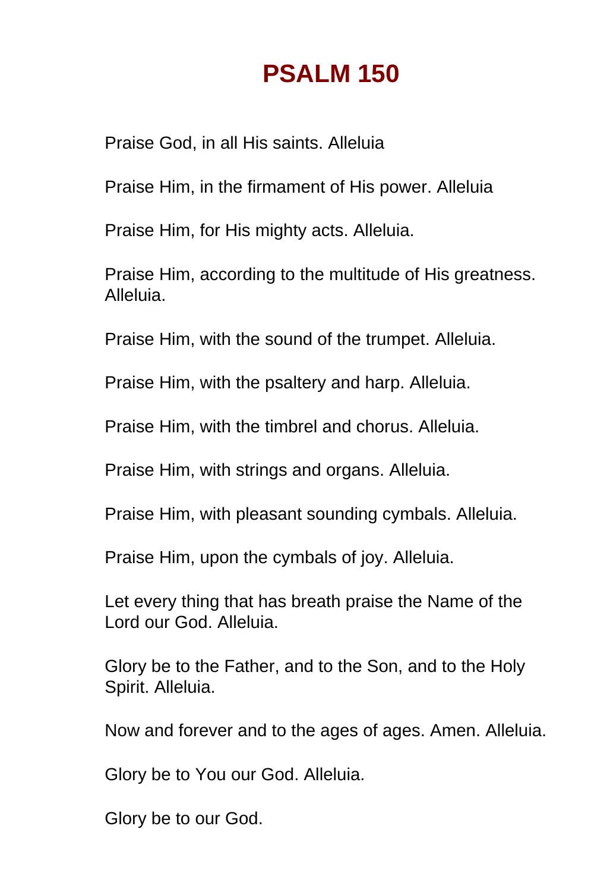# PSALM 150

Praise God, in all His saints. Alleluia

Praise Him, in the firmament of His power. Alleluia

Praise Him, for His mighty acts. Alleluia.

Praise Him, according to the multitude of His greatness. Alleluia.

Praise Him, with the sound of the trumpet. Alleluia.

Praise Him, with the psaltery and harp. Alleluia.

Praise Him, with the timbrel and chorus. Alleluia.

Praise Him, with strings and organs. Alleluia.

Praise Him, with pleasant sounding cymbals. Alleluia.

Praise Him, upon the cymbals of joy. Alleluia.

Let every thing that has breath praise the Name of the Lord our God. Alleluia.

Glory be to the Father, and to the Son, and to the Holy Spirit. Alleluia.

Now and forever and to the ages of ages. Amen. Alleluia.

Glory be to You our God. Alleluia.

Glory be to our God.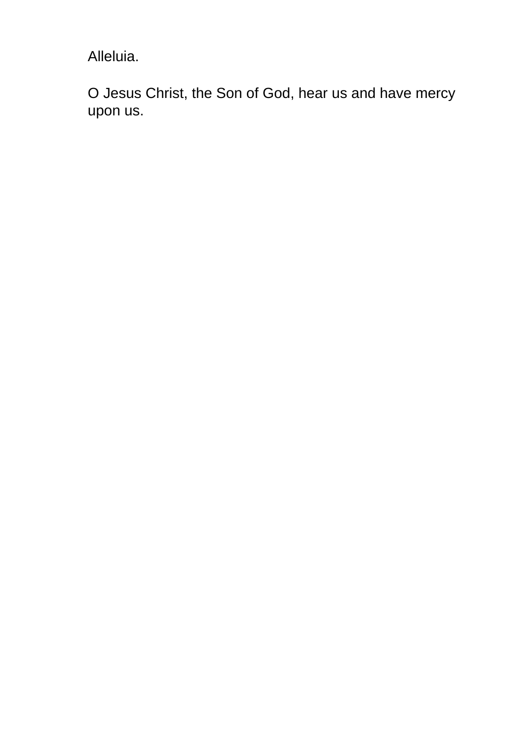Alleluia.

O Jesus Christ, the Son of God, hear us and have mercy upon us.